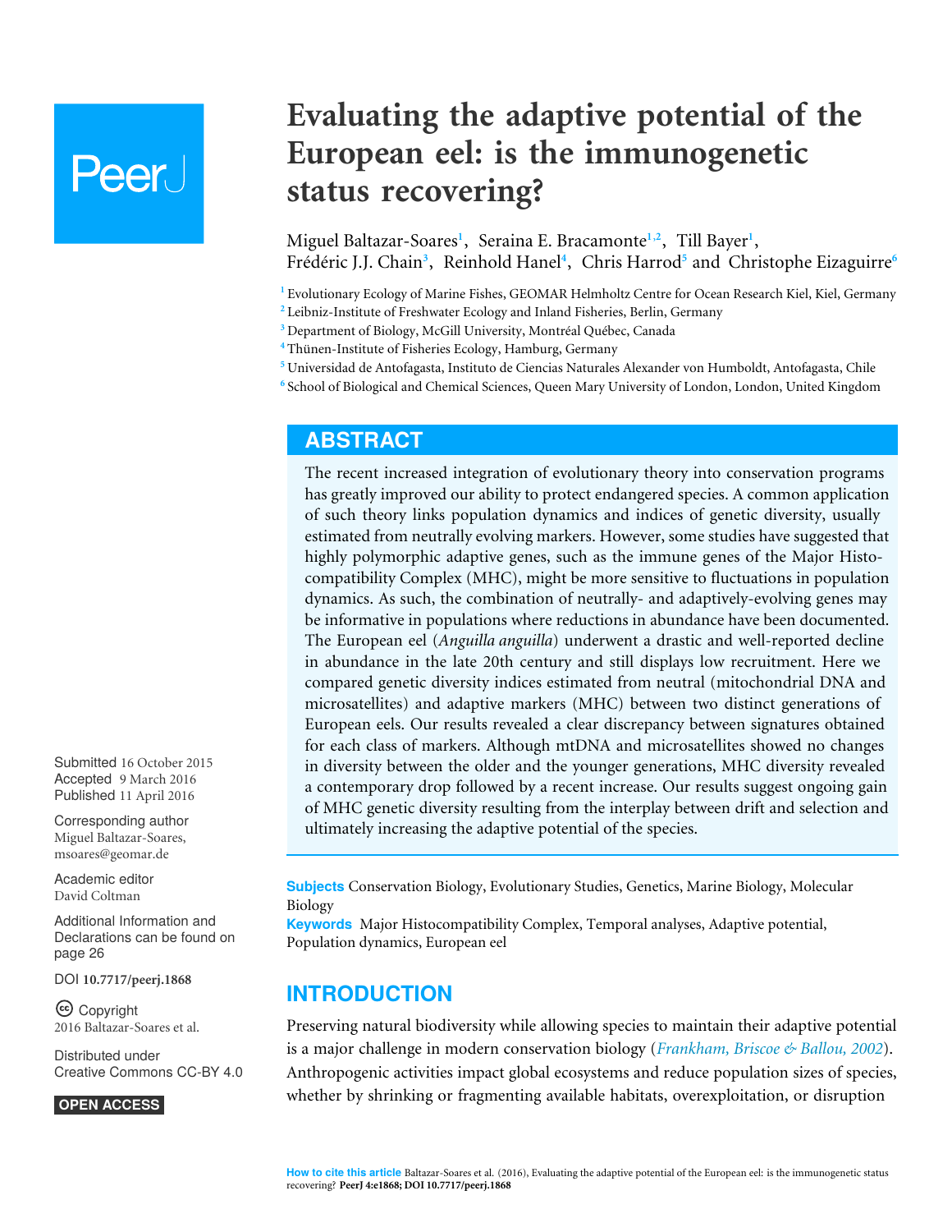# Evaluating the adaptive potential of the European eel: is the immunogenetic status recovering?

Miguel Baltazar-Soares[1], Seraina E. Bracamonte[1,2], Till Bayer[1], Frédéric J.J. Chain[3], Reinhold Hanel[4], Chris Harrod[5] and Christophe Eizaguirre[6]

[1] Evolutionary Ecology of Marine Fishes, GEOMAR Helmholtz Centre for Ocean Research Kiel, Kiel, Germany
[2] Leibniz-Institute of Freshwater Ecology and Inland Fisheries, Berlin, Germany
[3] Department of Biology, McGill University, Montréal Québec, Canada
[4] Thünen-Institute of Fisheries Ecology, Hamburg, Germany
[5] Universidad de Antofagasta, Instituto de Ciencias Naturales Alexander von Humboldt, Antofagasta, Chile
[6] School of Biological and Chemical Sciences, Queen Mary University of London, London, United Kingdom

Submitted 16 October 2015
Accepted 9 March 2016
Published 11 April 2016

Corresponding author
Miguel Baltazar-Soares, msoares@geomar.de

Academic editor
David Coltman

Additional Information and Declarations can be found on page 26

DOI 10.7717/peerj.1868

Copyright
2016 Baltazar-Soares et al.

Distributed under
Creative Commons CC-BY 4.0

OPEN ACCESS

## ABSTRACT

The recent increased integration of evolutionary theory into conservation programs has greatly improved our ability to protect endangered species. A common application of such theory links population dynamics and indices of genetic diversity, usually estimated from neutrally evolving markers. However, some studies have suggested that highly polymorphic adaptive genes, such as the immune genes of the Major Histocompatibility Complex (MHC), might be more sensitive to fluctuations in population dynamics. As such, the combination of neutrally- and adaptively-evolving genes may be informative in populations where reductions in abundance have been documented. The European eel (*Anguilla anguilla*) underwent a drastic and well-reported decline in abundance in the late 20th century and still displays low recruitment. Here we compared genetic diversity indices estimated from neutral (mitochondrial DNA and microsatellites) and adaptive markers (MHC) between two distinct generations of European eels. Our results revealed a clear discrepancy between signatures obtained for each class of markers. Although mtDNA and microsatellites showed no changes in diversity between the older and the younger generations, MHC diversity revealed a contemporary drop followed by a recent increase. Our results suggest ongoing gain of MHC genetic diversity resulting from the interplay between drift and selection and ultimately increasing the adaptive potential of the species.

**Subjects** Conservation Biology, Evolutionary Studies, Genetics, Marine Biology, Molecular Biology
**Keywords** Major Histocompatibility Complex, Temporal analyses, Adaptive potential, Population dynamics, European eel

## INTRODUCTION

Preserving natural biodiversity while allowing species to maintain their adaptive potential is a major challenge in modern conservation biology (*Frankham, Briscoe & Ballou, 2002*). Anthropogenic activities impact global ecosystems and reduce population sizes of species, whether by shrinking or fragmenting available habitats, overexploitation, or disruption

**How to cite this article** Baltazar-Soares et al. (2016), Evaluating the adaptive potential of the European eel: is the immunogenetic status recovering? **PeerJ 4:e1868; DOI 10.7717/peerj.1868**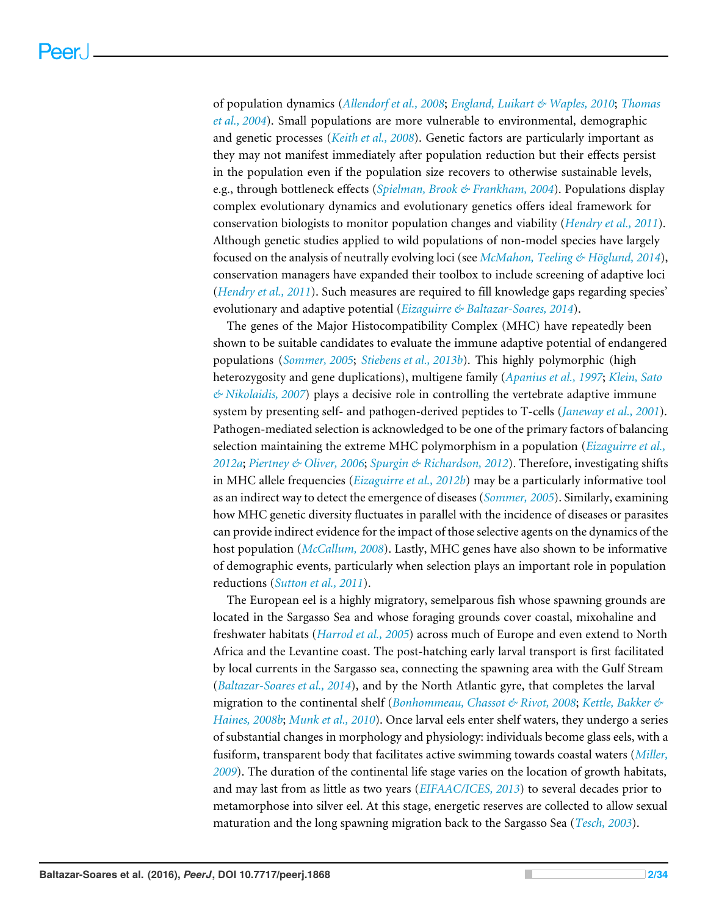of population dynamics (*Allendorf et al., 2008*; *England, Luikart & Waples, 2010*; *Thomas et al., 2004*). Small populations are more vulnerable to environmental, demographic and genetic processes (*Keith et al., 2008*). Genetic factors are particularly important as they may not manifest immediately after population reduction but their effects persist in the population even if the population size recovers to otherwise sustainable levels, e.g., through bottleneck effects (*Spielman, Brook & Frankham, 2004*). Populations display complex evolutionary dynamics and evolutionary genetics offers ideal framework for conservation biologists to monitor population changes and viability (*Hendry et al., 2011*). Although genetic studies applied to wild populations of non-model species have largely focused on the analysis of neutrally evolving loci (see *McMahon, Teeling & Höglund, 2014*), conservation managers have expanded their toolbox to include screening of adaptive loci (*Hendry et al., 2011*). Such measures are required to fill knowledge gaps regarding species' evolutionary and adaptive potential (*Eizaguirre & Baltazar-Soares, 2014*).

The genes of the Major Histocompatibility Complex (MHC) have repeatedly been shown to be suitable candidates to evaluate the immune adaptive potential of endangered populations (*Sommer, 2005*; *Stiebens et al., 2013b*). This highly polymorphic (high heterozygosity and gene duplications), multigene family (*Apanius et al., 1997*; *Klein, Sato & Nikolaidis, 2007*) plays a decisive role in controlling the vertebrate adaptive immune system by presenting self- and pathogen-derived peptides to T-cells (*Janeway et al., 2001*). Pathogen-mediated selection is acknowledged to be one of the primary factors of balancing selection maintaining the extreme MHC polymorphism in a population (*Eizaguirre et al., 2012a*; *Piertney & Oliver, 2006*; *Spurgin & Richardson, 2012*). Therefore, investigating shifts in MHC allele frequencies (*Eizaguirre et al., 2012b*) may be a particularly informative tool as an indirect way to detect the emergence of diseases (*Sommer, 2005*). Similarly, examining how MHC genetic diversity fluctuates in parallel with the incidence of diseases or parasites can provide indirect evidence for the impact of those selective agents on the dynamics of the host population (*McCallum, 2008*). Lastly, MHC genes have also shown to be informative of demographic events, particularly when selection plays an important role in population reductions (*Sutton et al., 2011*).

The European eel is a highly migratory, semelparous fish whose spawning grounds are located in the Sargasso Sea and whose foraging grounds cover coastal, mixohaline and freshwater habitats (*Harrod et al., 2005*) across much of Europe and even extend to North Africa and the Levantine coast. The post-hatching early larval transport is first facilitated by local currents in the Sargasso sea, connecting the spawning area with the Gulf Stream (*Baltazar-Soares et al., 2014*), and by the North Atlantic gyre, that completes the larval migration to the continental shelf (*Bonhommeau, Chassot & Rivot, 2008*; *Kettle, Bakker & Haines, 2008b*; *Munk et al., 2010*). Once larval eels enter shelf waters, they undergo a series of substantial changes in morphology and physiology: individuals become glass eels, with a fusiform, transparent body that facilitates active swimming towards coastal waters (*Miller, 2009*). The duration of the continental life stage varies on the location of growth habitats, and may last from as little as two years (*EIFAAC/ICES, 2013*) to several decades prior to metamorphose into silver eel. At this stage, energetic reserves are collected to allow sexual maturation and the long spawning migration back to the Sargasso Sea (*Tesch, 2003*).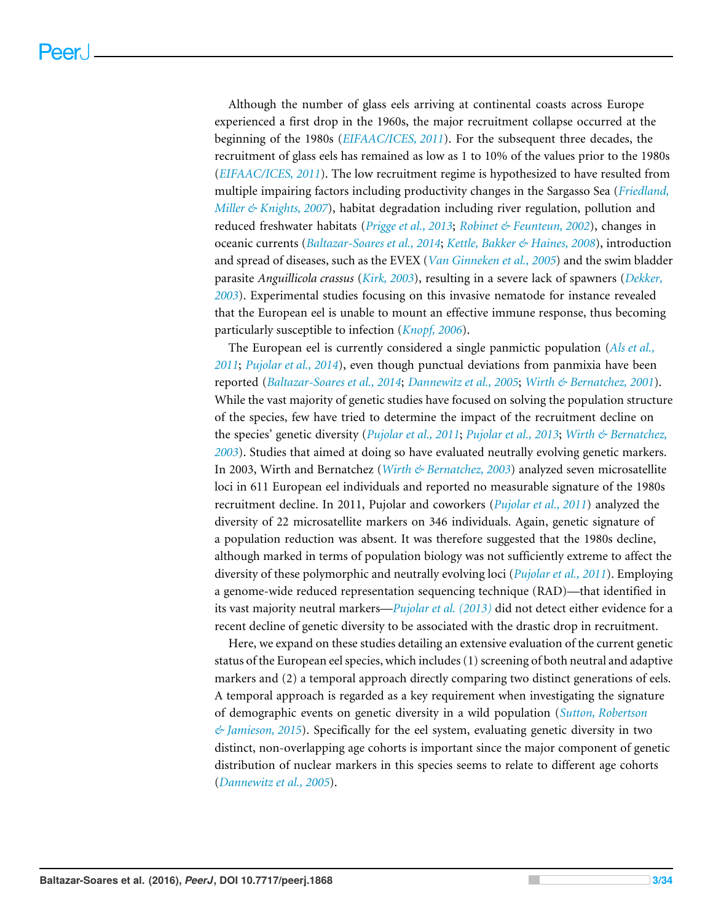Although the number of glass eels arriving at continental coasts across Europe experienced a first drop in the 1960s, the major recruitment collapse occurred at the beginning of the 1980s (*EIFAAC/ICES, 2011*). For the subsequent three decades, the recruitment of glass eels has remained as low as 1 to 10% of the values prior to the 1980s (*EIFAAC/ICES, 2011*). The low recruitment regime is hypothesized to have resulted from multiple impairing factors including productivity changes in the Sargasso Sea (*Friedland, Miller & Knights, 2007*), habitat degradation including river regulation, pollution and reduced freshwater habitats (*Prigge et al., 2013*; *Robinet & Feunteun, 2002*), changes in oceanic currents (*Baltazar-Soares et al., 2014*; *Kettle, Bakker & Haines, 2008*), introduction and spread of diseases, such as the EVEX (*Van Ginneken et al., 2005*) and the swim bladder parasite *Anguillicola crassus* (*Kirk, 2003*), resulting in a severe lack of spawners (*Dekker, 2003*). Experimental studies focusing on this invasive nematode for instance revealed that the European eel is unable to mount an effective immune response, thus becoming particularly susceptible to infection (*Knopf, 2006*).

The European eel is currently considered a single panmictic population (*Als et al., 2011*; *Pujolar et al., 2014*), even though punctual deviations from panmixia have been reported (*Baltazar-Soares et al., 2014*; *Dannewitz et al., 2005*; *Wirth & Bernatchez, 2001*). While the vast majority of genetic studies have focused on solving the population structure of the species, few have tried to determine the impact of the recruitment decline on the species' genetic diversity (*Pujolar et al., 2011*; *Pujolar et al., 2013*; *Wirth & Bernatchez, 2003*). Studies that aimed at doing so have evaluated neutrally evolving genetic markers. In 2003, Wirth and Bernatchez (*Wirth & Bernatchez, 2003*) analyzed seven microsatellite loci in 611 European eel individuals and reported no measurable signature of the 1980s recruitment decline. In 2011, Pujolar and coworkers (*Pujolar et al., 2011*) analyzed the diversity of 22 microsatellite markers on 346 individuals. Again, genetic signature of a population reduction was absent. It was therefore suggested that the 1980s decline, although marked in terms of population biology was not sufficiently extreme to affect the diversity of these polymorphic and neutrally evolving loci (*Pujolar et al., 2011*). Employing a genome-wide reduced representation sequencing technique (RAD)—that identified in its vast majority neutral markers—*Pujolar et al. (2013)* did not detect either evidence for a recent decline of genetic diversity to be associated with the drastic drop in recruitment.

Here, we expand on these studies detailing an extensive evaluation of the current genetic status of the European eel species, which includes (1) screening of both neutral and adaptive markers and (2) a temporal approach directly comparing two distinct generations of eels. A temporal approach is regarded as a key requirement when investigating the signature of demographic events on genetic diversity in a wild population (*Sutton, Robertson & Jamieson, 2015*). Specifically for the eel system, evaluating genetic diversity in two distinct, non-overlapping age cohorts is important since the major component of genetic distribution of nuclear markers in this species seems to relate to different age cohorts (*Dannewitz et al., 2005*).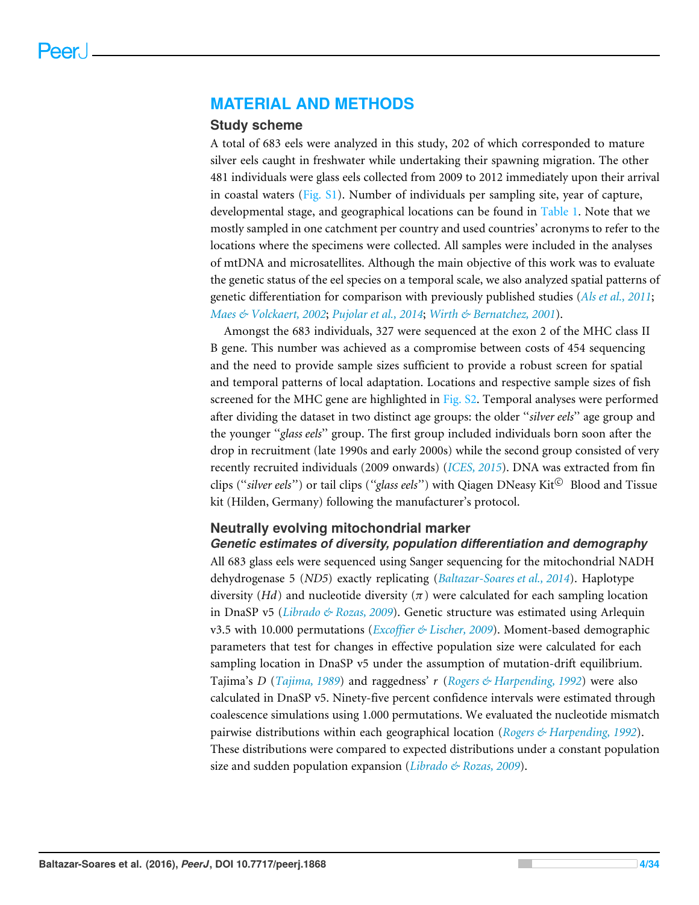## MATERIAL AND METHODS

### Study scheme

A total of 683 eels were analyzed in this study, 202 of which corresponded to mature silver eels caught in freshwater while undertaking their spawning migration. The other 481 individuals were glass eels collected from 2009 to 2012 immediately upon their arrival in coastal waters (Fig. S1). Number of individuals per sampling site, year of capture, developmental stage, and geographical locations can be found in Table 1. Note that we mostly sampled in one catchment per country and used countries' acronyms to refer to the locations where the specimens were collected. All samples were included in the analyses of mtDNA and microsatellites. Although the main objective of this work was to evaluate the genetic status of the eel species on a temporal scale, we also analyzed spatial patterns of genetic differentiation for comparison with previously published studies (*Als et al., 2011*; *Maes & Volckaert, 2002*; *Pujolar et al., 2014*; *Wirth & Bernatchez, 2001*).

Amongst the 683 individuals, 327 were sequenced at the exon 2 of the MHC class II B gene. This number was achieved as a compromise between costs of 454 sequencing and the need to provide sample sizes sufficient to provide a robust screen for spatial and temporal patterns of local adaptation. Locations and respective sample sizes of fish screened for the MHC gene are highlighted in Fig. S2. Temporal analyses were performed after dividing the dataset in two distinct age groups: the older "*silver eels*" age group and the younger "*glass eels*" group. The first group included individuals born soon after the drop in recruitment (late 1990s and early 2000s) while the second group consisted of very recently recruited individuals (2009 onwards) (*ICES, 2015*). DNA was extracted from fin clips ("*silver eels*") or tail clips ("*glass eels*") with Qiagen DNeasy Kit© Blood and Tissue kit (Hilden, Germany) following the manufacturer's protocol.

### Neutrally evolving mitochondrial marker

#### *Genetic estimates of diversity, population differentiation and demography*

All 683 glass eels were sequenced using Sanger sequencing for the mitochondrial NADH dehydrogenase 5 (*ND5*) exactly replicating (*Baltazar-Soares et al., 2014*). Haplotype diversity ($Hd$) and nucleotide diversity ($\pi$) were calculated for each sampling location in DnaSP v5 (*Librado & Rozas, 2009*). Genetic structure was estimated using Arlequin v3.5 with 10.000 permutations (*Excoffier & Lischer, 2009*). Moment-based demographic parameters that test for changes in effective population size were calculated for each sampling location in DnaSP v5 under the assumption of mutation-drift equilibrium. Tajima's $D$ (*Tajima, 1989*) and raggedness' $r$ (*Rogers & Harpending, 1992*) were also calculated in DnaSP v5. Ninety-five percent confidence intervals were estimated through coalescence simulations using 1.000 permutations. We evaluated the nucleotide mismatch pairwise distributions within each geographical location (*Rogers & Harpending, 1992*). These distributions were compared to expected distributions under a constant population size and sudden population expansion (*Librado & Rozas, 2009*).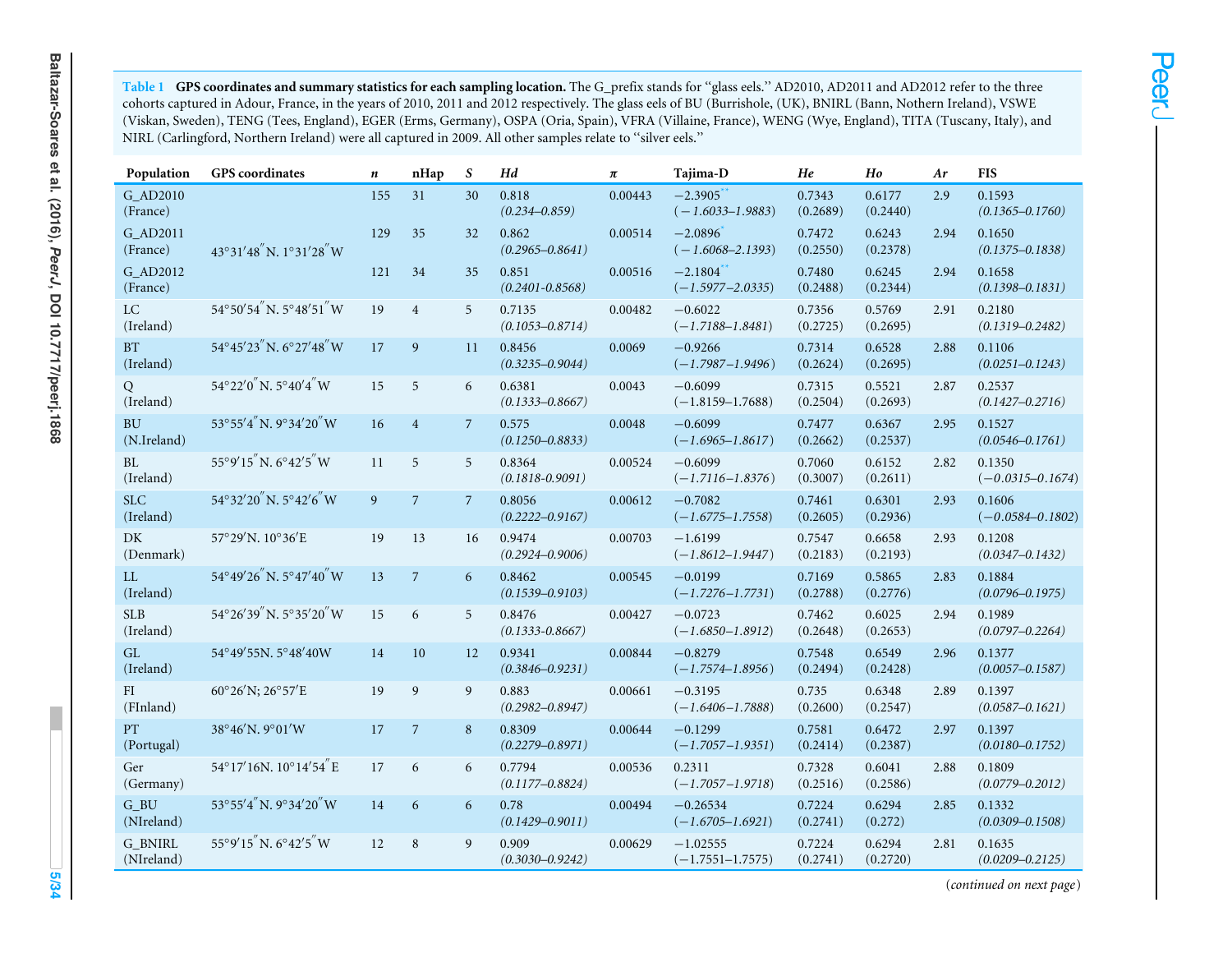**Table 1 GPS coordinates and summary statistics for each sampling location.** The G_prefix stands for "glass eels." AD2010, AD2011 and AD2012 refer to the three cohorts captured in Adour, France, in the years of 2010, 2011 and 2012 respectively. The glass eels of BU (Burrishole, (UK), BNIRL (Bann, Northern Ireland), VSWE (Viskan, Sweden), TENG (Tees, England), EGER (Erms, Germany), OSPA (Oria, Spain), VFRA (Villaine, France), WENG (Wye, England), TITA (Tuscany, Italy), and NIRL (Carlingford, Northern Ireland) were all captured in 2009. All other samples relate to "silver eels."

| Population | GPS coordinates | *n* | nHap | *S* | *Hd* | *π* | Tajima-D | *He* | *Ho* | *Ar* | FIS |
|---|---|---|---|---|---|---|---|---|---|---|---|
| G_AD2010 (France) | 43°31′48″N. 1°31′28″W | 155 | 31 | 30 | 0.818 *(0.234–0.859)* | 0.00443 | −2.3905** *(−1.6033–1.9883)* | 0.7343 (0.2689) | 0.6177 (0.2440) | 2.9 | 0.1593 *(0.1365–0.1760)* |
| G_AD2011 (France) | 43°31′48″N. 1°31′28″W | 129 | 35 | 32 | 0.862 *(0.2965–0.8641)* | 0.00514 | −2.0896* *(−1.6068–2.1393)* | 0.7472 (0.2550) | 0.6243 (0.2378) | 2.94 | 0.1650 *(0.1375–0.1838)* |
| G_AD2012 (France) | 43°31′48″N. 1°31′28″W | 121 | 34 | 35 | 0.851 *(0.2401-0.8568)* | 0.00516 | −2.1804** *(−1.5977–2.0335)* | 0.7480 (0.2488) | 0.6245 (0.2344) | 2.94 | 0.1658 *(0.1398–0.1831)* |
| LC (Ireland) | 54°50′54″N. 5°48′51″W | 19 | 4 | 5 | 0.7135 *(0.1053–0.8714)* | 0.00482 | −0.6022 *(−1.7188–1.8481)* | 0.7356 (0.2725) | 0.5769 (0.2695) | 2.91 | 0.2180 *(0.1319–0.2482)* |
| BT (Ireland) | 54°45′23″N. 6°27′48″W | 17 | 9 | 11 | 0.8456 *(0.3235–0.9044)* | 0.0069 | −0.9266 *(−1.7987–1.9496)* | 0.7314 (0.2624) | 0.6528 (0.2695) | 2.88 | 0.1106 *(0.0251–0.1243)* |
| Q (Ireland) | 54°22′0″N. 5°40′4″W | 15 | 5 | 6 | 0.6381 *(0.1333–0.8667)* | 0.0043 | −0.6099 *(−1.8159–1.7688)* | 0.7315 (0.2504) | 0.5521 (0.2693) | 2.87 | 0.2537 *(0.1427–0.2716)* |
| BU (N.Ireland) | 53°55′4″N. 9°34′20″W | 16 | 4 | 7 | 0.575 *(0.1250–0.8833)* | 0.0048 | −0.6099 *(−1.6965–1.8617)* | 0.7477 (0.2662) | 0.6367 (0.2537) | 2.95 | 0.1527 *(0.0546–0.1761)* |
| BL (Ireland) | 55°9′15″N. 6°42′5″W | 11 | 5 | 5 | 0.8364 *(0.1818-0.9091)* | 0.00524 | −0.6099 *(−1.7116–1.8376)* | 0.7060 (0.3007) | 0.6152 (0.2611) | 2.82 | 0.1350 *(−0.0315–0.1674)* |
| SLC (Ireland) | 54°32′20″N. 5°42′6″W | 9 | 7 | 7 | 0.8056 *(0.2222–0.9167)* | 0.00612 | −0.7082 *(−1.6775–1.7558)* | 0.7461 (0.2605) | 0.6301 (0.2936) | 2.93 | 0.1606 *(−0.0584–0.1802)* |
| DK (Denmark) | 57°29′N. 10°36′E | 19 | 13 | 16 | 0.9474 *(0.2924–0.9006)* | 0.00703 | −1.6199 *(−1.8612–1.9447)* | 0.7547 (0.2183) | 0.6658 (0.2193) | 2.93 | 0.1208 *(0.0347–0.1432)* |
| LL (Ireland) | 54°49′26″N. 5°47′40″W | 13 | 7 | 6 | 0.8462 *(0.1539–0.9103)* | 0.00545 | −0.0199 *(−1.7276–1.7731)* | 0.7169 (0.2788) | 0.5865 (0.2776) | 2.83 | 0.1884 *(0.0796–0.1975)* |
| SLB (Ireland) | 54°26′39″N. 5°35′20″W | 15 | 6 | 5 | 0.8476 *(0.1333-0.8667)* | 0.00427 | −0.0723 *(−1.6850–1.8912)* | 0.7462 (0.2648) | 0.6025 (0.2653) | 2.94 | 0.1989 *(0.0797–0.2264)* |
| GL (Ireland) | 54°49′55N. 5°48′40W | 14 | 10 | 12 | 0.9341 *(0.3846–0.9231)* | 0.00844 | −0.8279 *(−1.7574–1.8956)* | 0.7548 (0.2494) | 0.6549 (0.2428) | 2.96 | 0.1377 *(0.0057–0.1587)* |
| FI (FInland) | 60°26′N; 26°57′E | 19 | 9 | 9 | 0.883 *(0.2982–0.8947)* | 0.00661 | −0.3195 *(−1.6406–1.7888)* | 0.735 (0.2600) | 0.6348 (0.2547) | 2.89 | 0.1397 *(0.0587–0.1621)* |
| PT (Portugal) | 38°46′N. 9°01′W | 17 | 7 | 8 | 0.8309 *(0.2279–0.8971)* | 0.00644 | −0.1299 *(−1.7057–1.9351)* | 0.7581 (0.2414) | 0.6472 (0.2387) | 2.97 | 0.1397 *(0.0180–0.1752)* |
| Ger (Germany) | 54°17′16N. 10°14′54″E | 17 | 6 | 6 | 0.7794 *(0.1177–0.8824)* | 0.00536 | 0.2311 *(−1.7057–1.9718)* | 0.7328 (0.2516) | 0.6041 (0.2586) | 2.88 | 0.1809 *(0.0779–0.2012)* |
| G_BU (NIreland) | 53°55′4″N. 9°34′20″W | 14 | 6 | 6 | 0.78 *(0.1429–0.9011)* | 0.00494 | −0.26534 *(−1.6705–1.6921)* | 0.7224 (0.2741) | 0.6294 (0.272) | 2.85 | 0.1332 *(0.0309–0.1508)* |
| G_BNIRL (NIreland) | 55°9′15″N. 6°42′5″W | 12 | 8 | 9 | 0.909 *(0.3030–0.9242)* | 0.00629 | −1.02555 *(−1.7551–1.7575)* | 0.7224 (0.2741) | 0.6294 (0.2720) | 2.81 | 0.1635 *(0.0209–0.2125)* |

*(continued on next page)*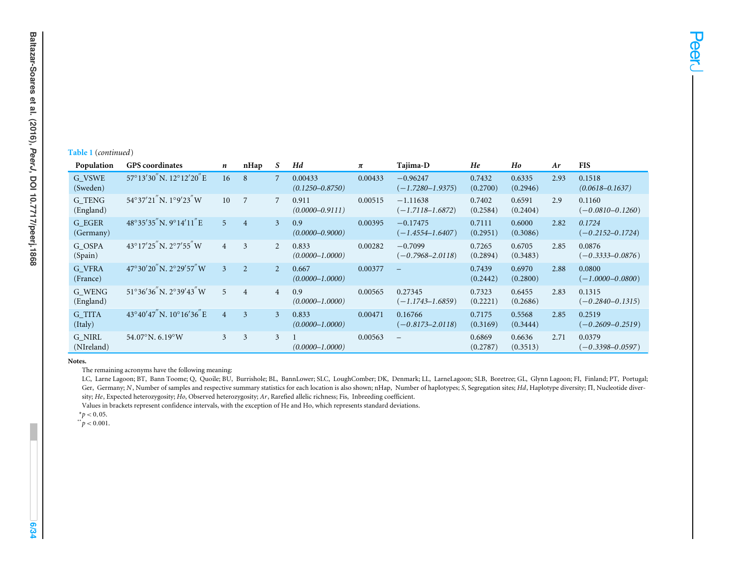**Table 1** (*continued*)

| Population | GPS coordinates | *n* | nHap | *S* | *Hd* | *π* | Tajima-D | *He* | *Ho* | *Ar* | FIS |
|---|---|---|---|---|---|---|---|---|---|---|---|
| G_VSWE (Sweden) | 57°13′30″N. 12°12′20″E | 16 | 8 | 7 | 0.00433 *(0.1250–0.8750)* | 0.00433 | −0.96247 *(−1.7280–1.9375)* | 0.7432 (0.2700) | 0.6335 (0.2946) | 2.93 | 0.1518 *(0.0618–0.1637)* |
| G_TENG (England) | 54°37′21″N. 1°9′23″W | 10 | 7 | 7 | 0.911 *(0.0000–0.9111)* | 0.00515 | −1.11638 *(−1.7118–1.6872)* | 0.7402 (0.2584) | 0.6591 (0.2404) | 2.9 | 0.1160 *(−0.0810–0.1260)* |
| G_EGER (Germany) | 48°35′35″N. 9°14′11″E | 5 | 4 | 3 | 0.9 *(0.0000–0.9000)* | 0.00395 | −0.17475 *(−1.4554–1.6407)* | 0.7111 (0.2951) | 0.6000 (0.3086) | 2.82 | *0.1724* *(−0.2152–0.1724)* |
| G_OSPA (Spain) | 43°17′25″N. 2°7′55″W | 4 | 3 | 2 | 0.833 *(0.0000–1.0000)* | 0.00282 | −0.7099 *(−0.7968–2.0118)* | 0.7265 (0.2894) | 0.6705 (0.3483) | 2.85 | 0.0876 *(−0.3333–0.0876)* |
| G_VFRA (France) | 47°30′20″N. 2°29′57″W | 3 | 2 | 2 | 0.667 *(0.0000–1.0000)* | 0.00377 | – | 0.7439 (0.2442) | 0.6970 (0.2800) | 2.88 | 0.0800 *(−1.0000–0.0800)* |
| G_WENG (England) | 51°36′36″N. 2°39′43″W | 5 | 4 | 4 | 0.9 *(0.0000–1.0000)* | 0.00565 | 0.27345 *(−1.1743–1.6859)* | 0.7323 (0.2221) | 0.6455 (0.2686) | 2.83 | 0.1315 *(−0.2840–0.1315)* |
| G_TITA (Italy) | 43°40′47″N. 10°16′36″E | 4 | 3 | 3 | 0.833 *(0.0000–1.0000)* | 0.00471 | 0.16766 *(−0.8173–2.0118)* | 0.7175 (0.3169) | 0.5568 (0.3444) | 2.85 | 0.2519 *(−0.2609–0.2519)* |
| G_NIRL (NIreland) | 54.07°N. 6.19°W | 3 | 3 | 3 | 1 *(0.0000–1.0000)* | 0.00563 | – | 0.6869 (0.2787) | 0.6636 (0.3513) | 2.71 | 0.0379 *(−0.3398–0.0597)* |

**Notes.**

The remaining acronyms have the following meaning:

LC, Larne Lagoon; BT, Bann Toome; Q, Quoile; BU, Burrishole; BL, BannLower; SLC, LoughComber; DK, Denmark; LL, LarneLagoon; SLB, Boretree; GL, Glynn Lagoon; FI, Finland; PT, Portugal; Ger, Germany; *N*, Number of samples and respective summary statistics for each location is also shown; nHap, Number of haplotypes; *S*, Segregation sites; *Hd*, Haplotype diversity; Π, Nucleotide diversity; *He*, Expected heterozygosity; *Ho*, Observed heterozygosity; *Ar*, Rarefied allelic richness; Fis, Inbreeding coefficient.

Values in brackets represent confidence intervals, with the exception of He and Ho, which represents standard deviations.

\* $p < 0.05$.

\*\* $p < 0.001$.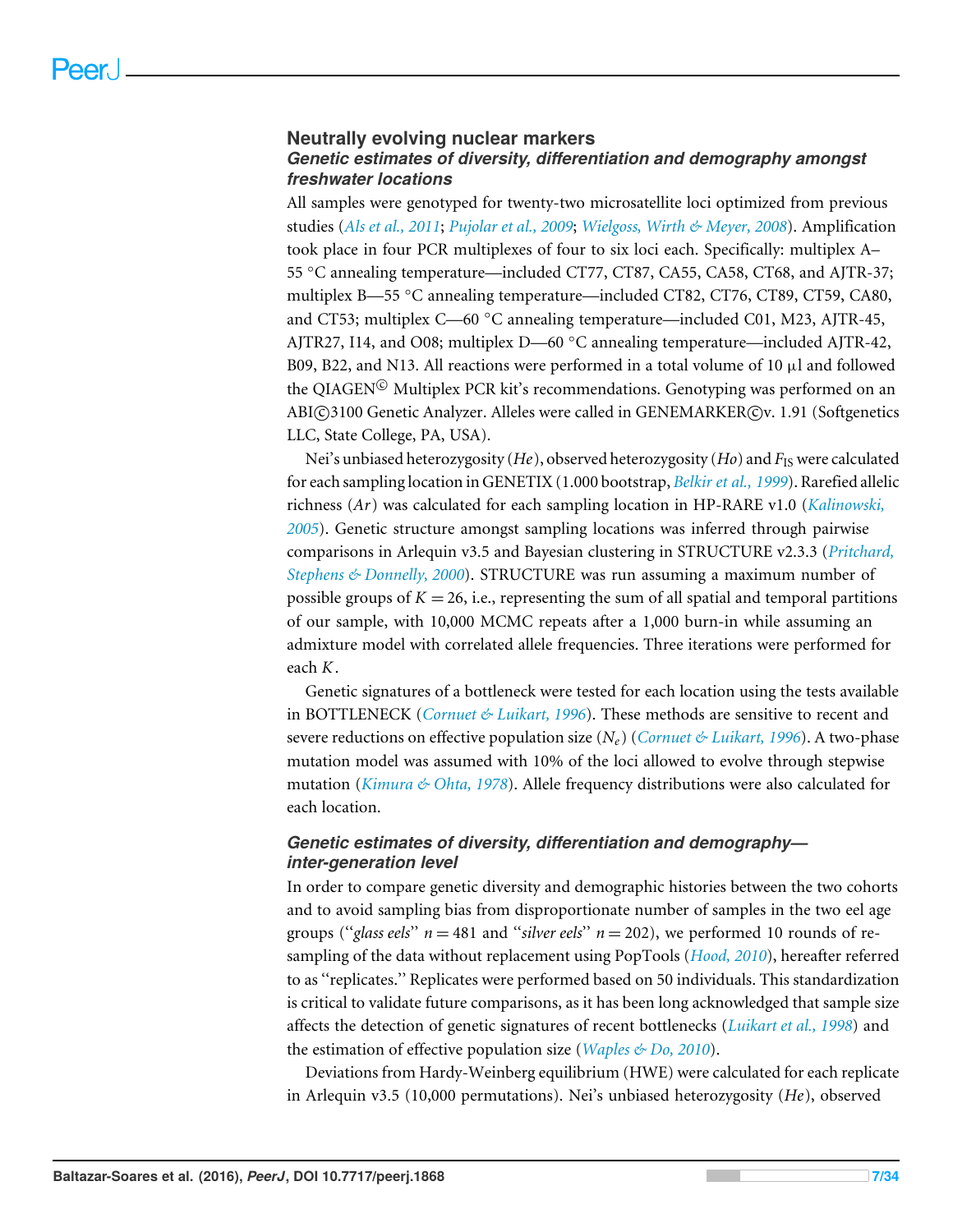## Neutrally evolving nuclear markers

### *Genetic estimates of diversity, differentiation and demography amongst freshwater locations*

All samples were genotyped for twenty-two microsatellite loci optimized from previous studies (*Als et al., 2011*; *Pujolar et al., 2009*; *Wielgoss, Wirth & Meyer, 2008*). Amplification took place in four PCR multiplexes of four to six loci each. Specifically: multiplex A–55 °C annealing temperature—included CT77, CT87, CA55, CA58, CT68, and AJTR-37; multiplex B—55 °C annealing temperature—included CT82, CT76, CT89, CT59, CA80, and CT53; multiplex C—60 °C annealing temperature—included C01, M23, AJTR-45, AJTR27, I14, and O08; multiplex D—60 °C annealing temperature—included AJTR-42, B09, B22, and N13. All reactions were performed in a total volume of 10 µl and followed the QIAGEN© Multiplex PCR kit's recommendations. Genotyping was performed on an ABI©3100 Genetic Analyzer. Alleles were called in GENEMARKER©v. 1.91 (Softgenetics LLC, State College, PA, USA).

Nei's unbiased heterozygosity (*He*), observed heterozygosity (*Ho*) and $F_{IS}$ were calculated for each sampling location in GENETIX (1.000 bootstrap, *Belkir et al., 1999*). Rarefied allelic richness (*Ar*) was calculated for each sampling location in HP-RARE v1.0 (*Kalinowski, 2005*). Genetic structure amongst sampling locations was inferred through pairwise comparisons in Arlequin v3.5 and Bayesian clustering in STRUCTURE v2.3.3 (*Pritchard, Stephens & Donnelly, 2000*). STRUCTURE was run assuming a maximum number of possible groups of $K = 26$, i.e., representing the sum of all spatial and temporal partitions of our sample, with 10,000 MCMC repeats after a 1,000 burn-in while assuming an admixture model with correlated allele frequencies. Three iterations were performed for each $K$.

Genetic signatures of a bottleneck were tested for each location using the tests available in BOTTLENECK (*Cornuet & Luikart, 1996*). These methods are sensitive to recent and severe reductions on effective population size ($N_e$) (*Cornuet & Luikart, 1996*). A two-phase mutation model was assumed with 10% of the loci allowed to evolve through stepwise mutation (*Kimura & Ohta, 1978*). Allele frequency distributions were also calculated for each location.

### *Genetic estimates of diversity, differentiation and demography—inter-generation level*

In order to compare genetic diversity and demographic histories between the two cohorts and to avoid sampling bias from disproportionate number of samples in the two eel age groups ("*glass eels*" $n = 481$ and "*silver eels*" $n = 202$), we performed 10 rounds of re-sampling of the data without replacement using PopTools (*Hood, 2010*), hereafter referred to as "replicates." Replicates were performed based on 50 individuals. This standardization is critical to validate future comparisons, as it has been long acknowledged that sample size affects the detection of genetic signatures of recent bottlenecks (*Luikart et al., 1998*) and the estimation of effective population size (*Waples & Do, 2010*).

Deviations from Hardy-Weinberg equilibrium (HWE) were calculated for each replicate in Arlequin v3.5 (10,000 permutations). Nei's unbiased heterozygosity (*He*), observed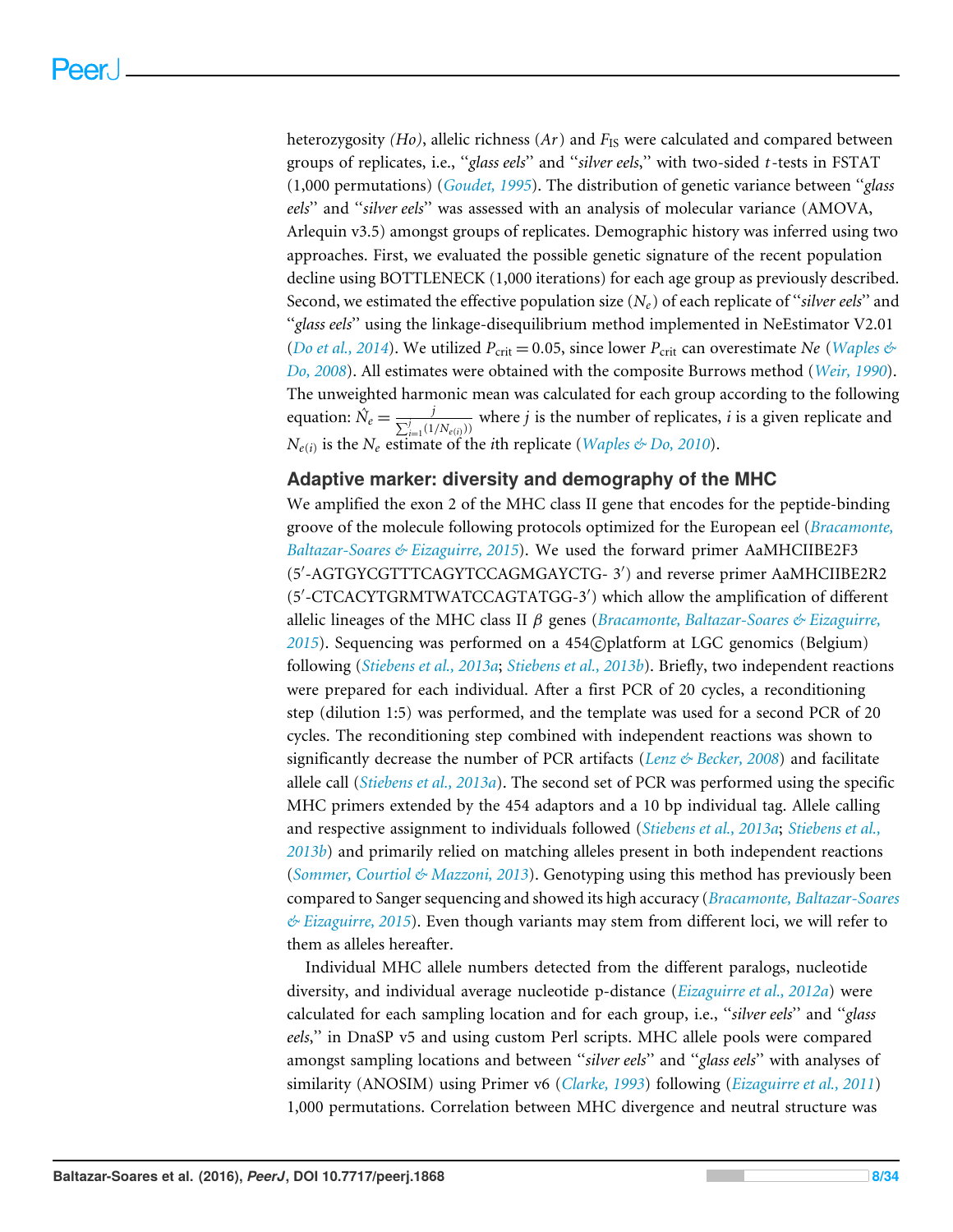heterozygosity *(Ho)*, allelic richness (*Ar*) and $F_{IS}$ were calculated and compared between groups of replicates, i.e., "*glass eels*" and "*silver eels*," with two-sided *t*-tests in FSTAT (1,000 permutations) (*Goudet, 1995*). The distribution of genetic variance between "*glass eels*" and "*silver eels*" was assessed with an analysis of molecular variance (AMOVA, Arlequin v3.5) amongst groups of replicates. Demographic history was inferred using two approaches. First, we evaluated the possible genetic signature of the recent population decline using BOTTLENECK (1,000 iterations) for each age group as previously described. Second, we estimated the effective population size ($N_e$) of each replicate of "*silver eels*" and "*glass eels*" using the linkage-disequilibrium method implemented in NeEstimator V2.01 (*Do et al., 2014*). We utilized $P_{crit} = 0.05$, since lower $P_{crit}$ can overestimate *Ne* (*Waples & Do, 2008*). All estimates were obtained with the composite Burrows method (*Weir, 1990*). The unweighted harmonic mean was calculated for each group according to the following equation: $\hat{N}_e = \frac{j}{\sum_{i=1}^{j}(1/N_{e(i)})}$ where $j$ is the number of replicates, $i$ is a given replicate and $N_{e(i)}$ is the $N_e$ estimate of the *i*th replicate (*Waples & Do, 2010*).

## Adaptive marker: diversity and demography of the MHC

We amplified the exon 2 of the MHC class II gene that encodes for the peptide-binding groove of the molecule following protocols optimized for the European eel (*Bracamonte, Baltazar-Soares & Eizaguirre, 2015*). We used the forward primer AaMHCIIBE2F3 (5′-AGTGYCGTTTCAGYTCCAGMGAYCTG- 3′) and reverse primer AaMHCIIBE2R2 (5′-CTCACYTGRMTWATCCAGTATGG-3′) which allow the amplification of different allelic lineages of the MHC class II $\beta$ genes (*Bracamonte, Baltazar-Soares & Eizaguirre, 2015*). Sequencing was performed on a 454©platform at LGC genomics (Belgium) following (*Stiebens et al., 2013a*; *Stiebens et al., 2013b*). Briefly, two independent reactions were prepared for each individual. After a first PCR of 20 cycles, a reconditioning step (dilution 1:5) was performed, and the template was used for a second PCR of 20 cycles. The reconditioning step combined with independent reactions was shown to significantly decrease the number of PCR artifacts (*Lenz & Becker, 2008*) and facilitate allele call (*Stiebens et al., 2013a*). The second set of PCR was performed using the specific MHC primers extended by the 454 adaptors and a 10 bp individual tag. Allele calling and respective assignment to individuals followed (*Stiebens et al., 2013a*; *Stiebens et al., 2013b*) and primarily relied on matching alleles present in both independent reactions (*Sommer, Courtiol & Mazzoni, 2013*). Genotyping using this method has previously been compared to Sanger sequencing and showed its high accuracy (*Bracamonte, Baltazar-Soares & Eizaguirre, 2015*). Even though variants may stem from different loci, we will refer to them as alleles hereafter.

Individual MHC allele numbers detected from the different paralogs, nucleotide diversity, and individual average nucleotide p-distance (*Eizaguirre et al., 2012a*) were calculated for each sampling location and for each group, i.e., "*silver eels*" and "*glass eels*," in DnaSP v5 and using custom Perl scripts. MHC allele pools were compared amongst sampling locations and between "*silver eels*" and "*glass eels*" with analyses of similarity (ANOSIM) using Primer v6 (*Clarke, 1993*) following (*Eizaguirre et al., 2011*) 1,000 permutations. Correlation between MHC divergence and neutral structure was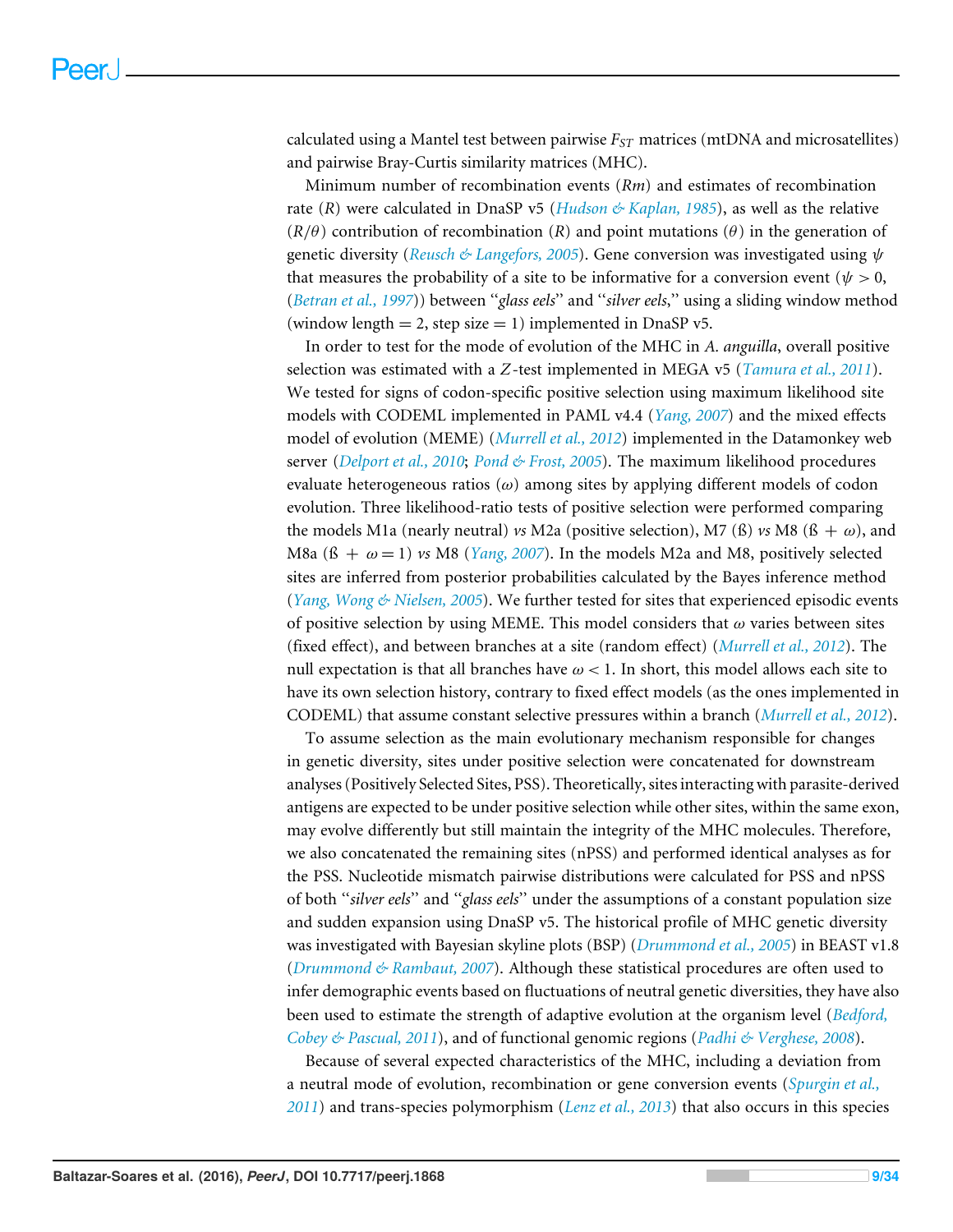calculated using a Mantel test between pairwise $F_{ST}$ matrices (mtDNA and microsatellites) and pairwise Bray-Curtis similarity matrices (MHC).

Minimum number of recombination events (*Rm*) and estimates of recombination rate (*R*) were calculated in DnaSP v5 (*Hudson & Kaplan, 1985*), as well as the relative ($R/\theta$) contribution of recombination ($R$) and point mutations ($\theta$) in the generation of genetic diversity (*Reusch & Langefors, 2005*). Gene conversion was investigated using $\psi$ that measures the probability of a site to be informative for a conversion event ($\psi > 0$, (*Betran et al., 1997*)) between "*glass eels*" and "*silver eels*," using a sliding window method (window length = 2, step size = 1) implemented in DnaSP v5.

In order to test for the mode of evolution of the MHC in *A. anguilla*, overall positive selection was estimated with a $Z$-test implemented in MEGA v5 (*Tamura et al., 2011*). We tested for signs of codon-specific positive selection using maximum likelihood site models with CODEML implemented in PAML v4.4 (*Yang, 2007*) and the mixed effects model of evolution (MEME) (*Murrell et al., 2012*) implemented in the Datamonkey web server (*Delport et al., 2010*; *Pond & Frost, 2005*). The maximum likelihood procedures evaluate heterogeneous ratios ($\omega$) among sites by applying different models of codon evolution. Three likelihood-ratio tests of positive selection were performed comparing the models M1a (nearly neutral) *vs* M2a (positive selection), M7 (ß) *vs* M8 (ß + $\omega$), and M8a (ß + $\omega = 1$) *vs* M8 (*Yang, 2007*). In the models M2a and M8, positively selected sites are inferred from posterior probabilities calculated by the Bayes inference method (*Yang, Wong & Nielsen, 2005*). We further tested for sites that experienced episodic events of positive selection by using MEME. This model considers that $\omega$ varies between sites (fixed effect), and between branches at a site (random effect) (*Murrell et al., 2012*). The null expectation is that all branches have $\omega < 1$. In short, this model allows each site to have its own selection history, contrary to fixed effect models (as the ones implemented in CODEML) that assume constant selective pressures within a branch (*Murrell et al., 2012*).

To assume selection as the main evolutionary mechanism responsible for changes in genetic diversity, sites under positive selection were concatenated for downstream analyses (Positively Selected Sites, PSS). Theoretically, sites interacting with parasite-derived antigens are expected to be under positive selection while other sites, within the same exon, may evolve differently but still maintain the integrity of the MHC molecules. Therefore, we also concatenated the remaining sites (nPSS) and performed identical analyses as for the PSS. Nucleotide mismatch pairwise distributions were calculated for PSS and nPSS of both "*silver eels*" and "*glass eels*" under the assumptions of a constant population size and sudden expansion using DnaSP v5. The historical profile of MHC genetic diversity was investigated with Bayesian skyline plots (BSP) (*Drummond et al., 2005*) in BEAST v1.8 (*Drummond & Rambaut, 2007*). Although these statistical procedures are often used to infer demographic events based on fluctuations of neutral genetic diversities, they have also been used to estimate the strength of adaptive evolution at the organism level (*Bedford, Cobey & Pascual, 2011*), and of functional genomic regions (*Padhi & Verghese, 2008*).

Because of several expected characteristics of the MHC, including a deviation from a neutral mode of evolution, recombination or gene conversion events (*Spurgin et al., 2011*) and trans-species polymorphism (*Lenz et al., 2013*) that also occurs in this species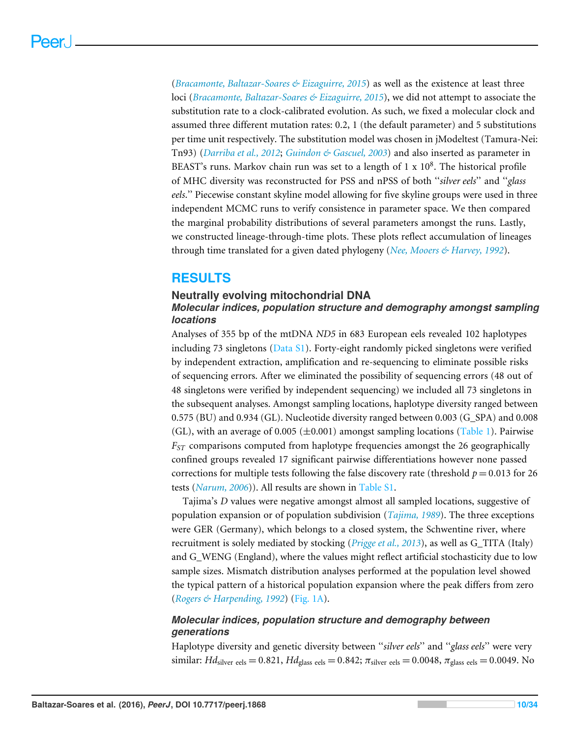(*Bracamonte, Baltazar-Soares & Eizaguirre, 2015*) as well as the existence at least three loci (*Bracamonte, Baltazar-Soares & Eizaguirre, 2015*), we did not attempt to associate the substitution rate to a clock-calibrated evolution. As such, we fixed a molecular clock and assumed three different mutation rates: 0.2, 1 (the default parameter) and 5 substitutions per time unit respectively. The substitution model was chosen in jModeltest (Tamura-Nei: Tn93) (*Darriba et al., 2012*; *Guindon & Gascuel, 2003*) and also inserted as parameter in BEAST's runs. Markov chain run was set to a length of 1 x $10^8$. The historical profile of MHC diversity was reconstructed for PSS and nPSS of both "*silver eels*" and "*glass eels*." Piecewise constant skyline model allowing for five skyline groups were used in three independent MCMC runs to verify consistence in parameter space. We then compared the marginal probability distributions of several parameters amongst the runs. Lastly, we constructed lineage-through-time plots. These plots reflect accumulation of lineages through time translated for a given dated phylogeny (*Nee, Mooers & Harvey, 1992*).

# RESULTS

## Neutrally evolving mitochondrial DNA

### *Molecular indices, population structure and demography amongst sampling locations*

Analyses of 355 bp of the mtDNA *ND5* in 683 European eels revealed 102 haplotypes including 73 singletons (Data S1). Forty-eight randomly picked singletons were verified by independent extraction, amplification and re-sequencing to eliminate possible risks of sequencing errors. After we eliminated the possibility of sequencing errors (48 out of 48 singletons were verified by independent sequencing) we included all 73 singletons in the subsequent analyses. Amongst sampling locations, haplotype diversity ranged between 0.575 (BU) and 0.934 (GL). Nucleotide diversity ranged between 0.003 (G_SPA) and 0.008 (GL), with an average of 0.005 (±0.001) amongst sampling locations (Table 1). Pairwise $F_{ST}$ comparisons computed from haplotype frequencies amongst the 26 geographically confined groups revealed 17 significant pairwise differentiations however none passed corrections for multiple tests following the false discovery rate (threshold $p = 0.013$ for 26 tests (*Narum, 2006*)). All results are shown in Table S1.

Tajima's $D$ values were negative amongst almost all sampled locations, suggestive of population expansion or of population subdivision (*Tajima, 1989*). The three exceptions were GER (Germany), which belongs to a closed system, the Schwentine river, where recruitment is solely mediated by stocking (*Prigge et al., 2013*), as well as G_TITA (Italy) and G_WENG (England), where the values might reflect artificial stochasticity due to low sample sizes. Mismatch distribution analyses performed at the population level showed the typical pattern of a historical population expansion where the peak differs from zero (*Rogers & Harpending, 1992*) (Fig. 1A).

### *Molecular indices, population structure and demography between generations*

Haplotype diversity and genetic diversity between "*silver eels*" and "*glass eels*" were very similar: $Hd_{\text{silver eels}} = 0.821$, $Hd_{\text{glass eels}} = 0.842$; $\pi_{\text{silver eels}} = 0.0048$, $\pi_{\text{glass eels}} = 0.0049$. No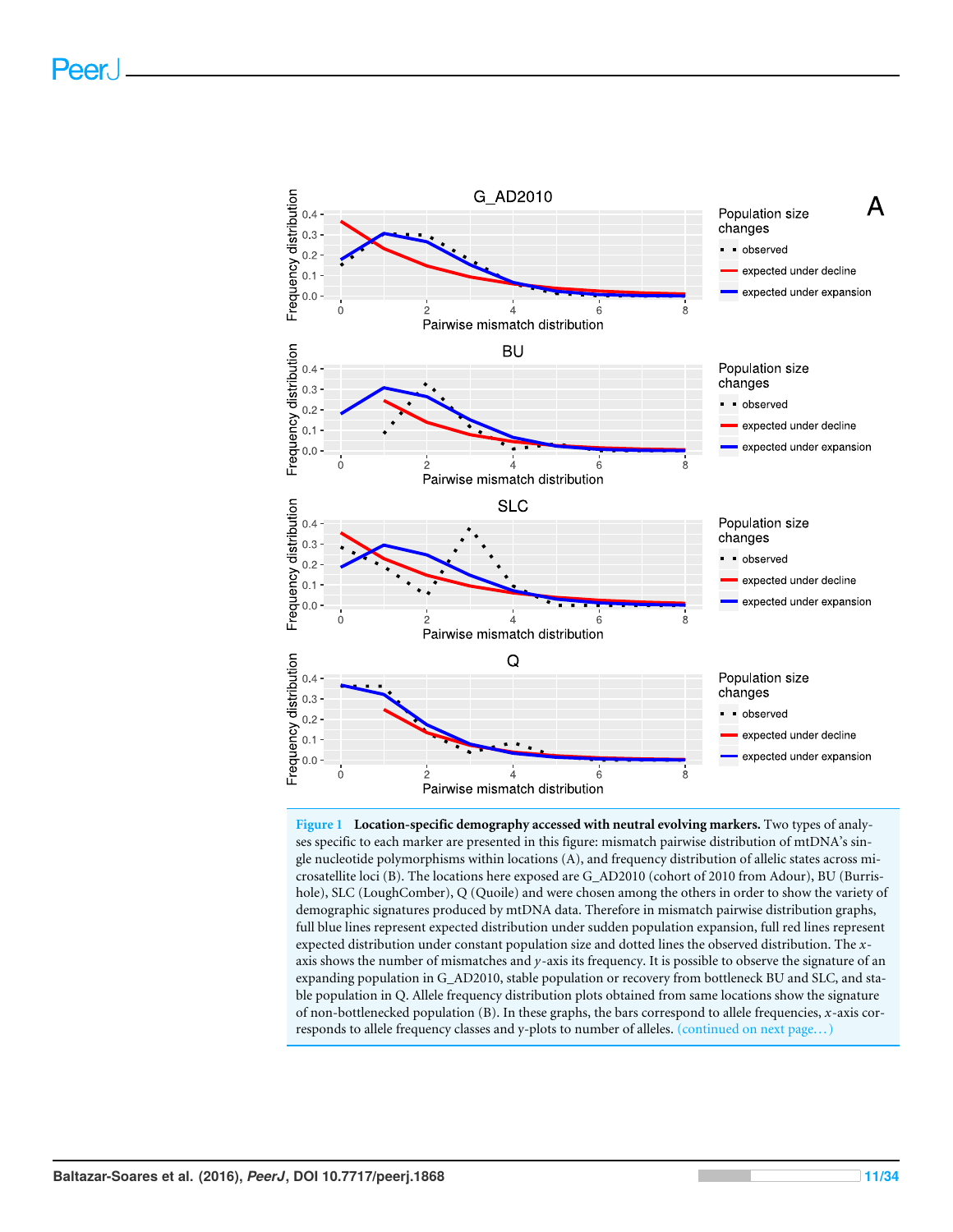**Figure 1** **Location-specific demography accessed with neutral evolving markers.** Two types of analyses specific to each marker are presented in this figure: mismatch pairwise distribution of mtDNA's single nucleotide polymorphisms within locations (A), and frequency distribution of allelic states across microsatellite loci (B). The locations here exposed are G_AD2010 (cohort of 2010 from Adour), BU (Burrishole), SLC (LoughComber), Q (Quoile) and were chosen among the others in order to show the variety of demographic signatures produced by mtDNA data. Therefore in mismatch pairwise distribution graphs, full blue lines represent expected distribution under sudden population expansion, full red lines represent expected distribution under constant population size and dotted lines the observed distribution. The *x*-axis shows the number of mismatches and *y*-axis its frequency. It is possible to observe the signature of an expanding population in G_AD2010, stable population or recovery from bottleneck BU and SLC, and stable population in Q. Allele frequency distribution plots obtained from same locations show the signature of non-bottlenecked population (B). In these graphs, the bars correspond to allele frequencies, *x*-axis corresponds to allele frequency classes and *y*-plots to number of alleles. (continued on next page...)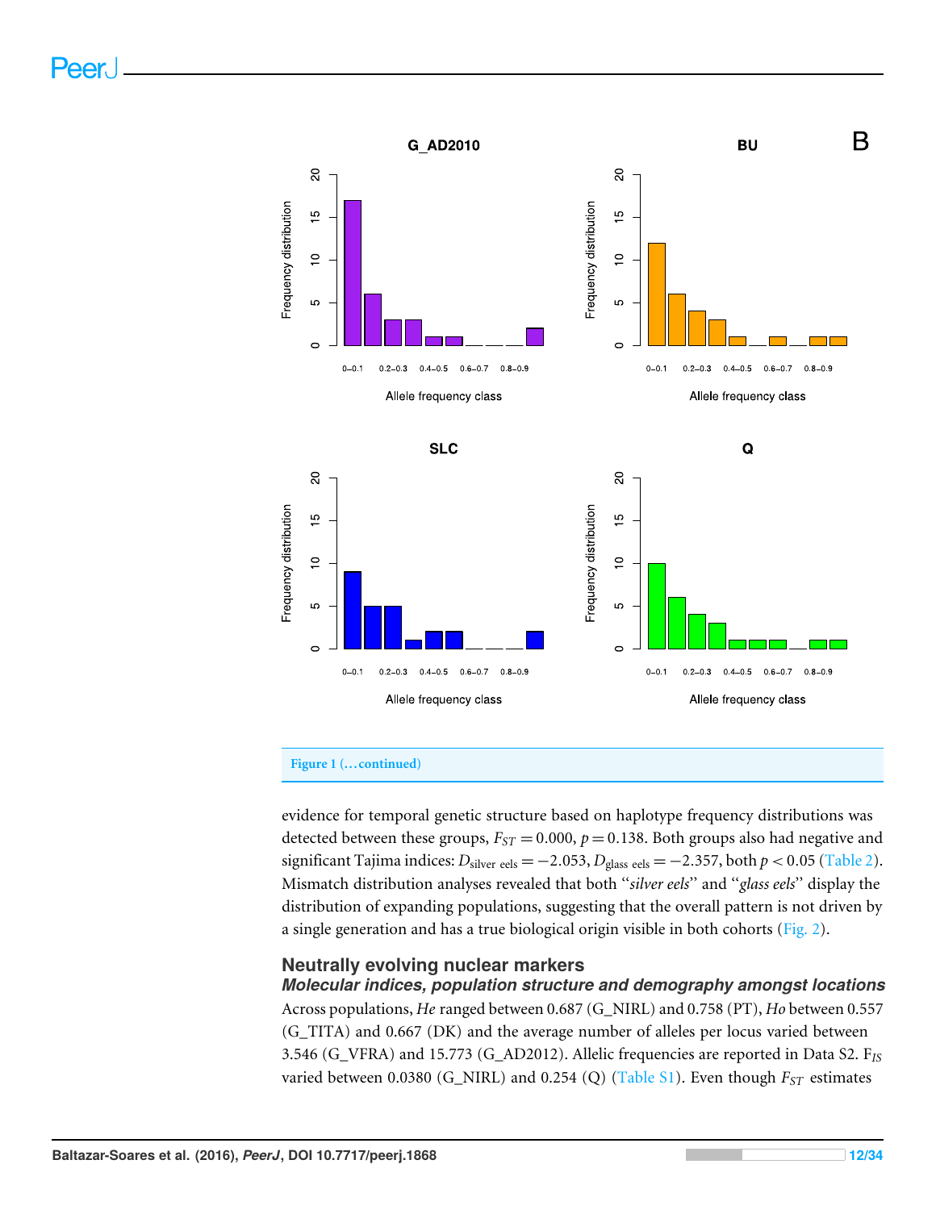Figure 1 (…continued)

evidence for temporal genetic structure based on haplotype frequency distributions was detected between these groups, $F_{ST} = 0.000$, $p = 0.138$. Both groups also had negative and significant Tajima indices: $D_{\text{silver eels}} = -2.053$, $D_{\text{glass eels}} = -2.357$, both $p < 0.05$ (Table 2). Mismatch distribution analyses revealed that both "*silver eels*" and "*glass eels*" display the distribution of expanding populations, suggesting that the overall pattern is not driven by a single generation and has a true biological origin visible in both cohorts (Fig. 2).

## Neutrally evolving nuclear markers

### *Molecular indices, population structure and demography amongst locations*

Across populations, *He* ranged between 0.687 (G_NIRL) and 0.758 (PT), *Ho* between 0.557 (G_TITA) and 0.667 (DK) and the average number of alleles per locus varied between 3.546 (G_VFRA) and 15.773 (G_AD2012). Allelic frequencies are reported in Data S2. $F_{IS}$ varied between 0.0380 (G_NIRL) and 0.254 (Q) (Table S1). Even though $F_{ST}$ estimates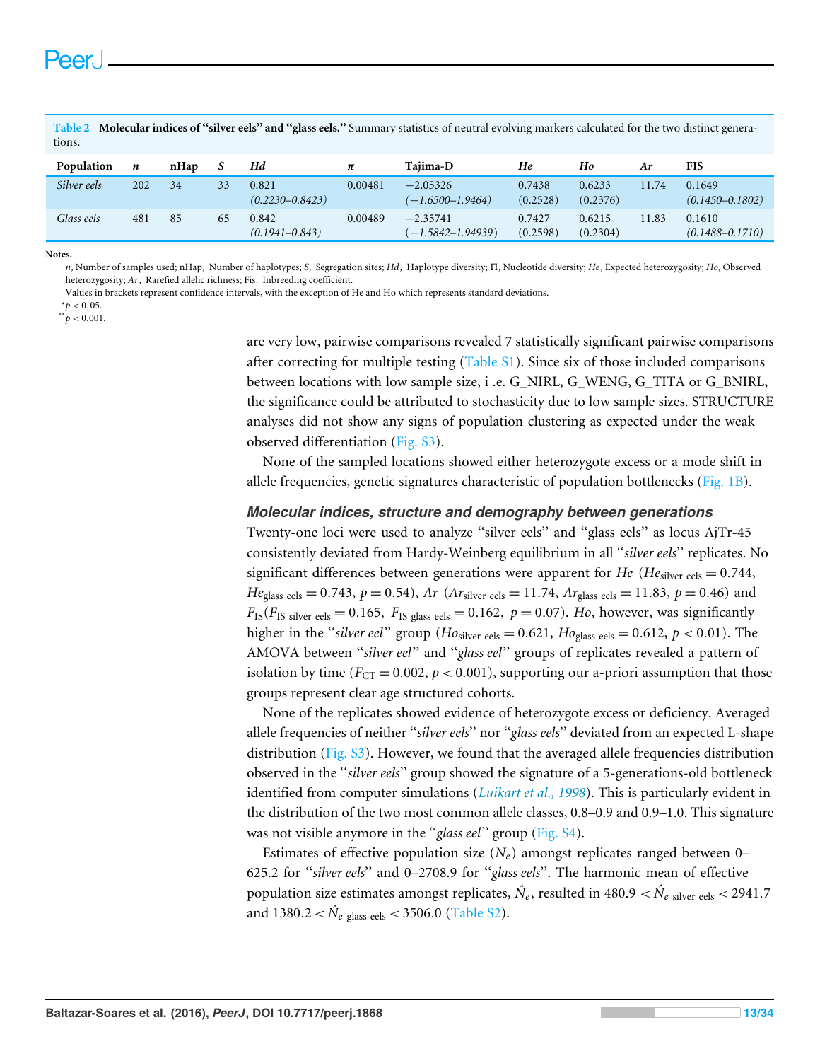**Table 2 Molecular indices of "silver eels" and "glass eels."** Summary statistics of neutral evolving markers calculated for the two distinct generations.

| Population | *n* | nHap | *S* | *Hd* | *π* | Tajima-D | *He* | *Ho* | *Ar* | FIS |
|---|---|---|---|---|---|---|---|---|---|---|
| *Silver eels* | 202 | 34 | 33 | 0.821 *(0.2230–0.8423)* | 0.00481 | −2.05326 *(−1.6500–1.9464)* | 0.7438 (0.2528) | 0.6233 (0.2376) | 11.74 | 0.1649 *(0.1450–0.1802)* |
| *Glass eels* | 481 | 85 | 65 | 0.842 *(0.1941–0.843)* | 0.00489 | −2.35741 *(−1.5842–1.94939)* | 0.7427 (0.2598) | 0.6215 (0.2304) | 11.83 | 0.1610 *(0.1488–0.1710)* |

**Notes.**

*n*, Number of samples used; nHap, Number of haplotypes; *S*, Segregation sites; *Hd*, Haplotype diversity; Π, Nucleotide diversity; *He*, Expected heterozygosity; *Ho*, Observed heterozygosity; *Ar*, Rarefied allelic richness; Fis, Inbreeding coefficient.

Values in brackets represent confidence intervals, with the exception of He and Ho which represents standard deviations.

\* $p < 0.05$.

\*\* $p < 0.001$.

are very low, pairwise comparisons revealed 7 statistically significant pairwise comparisons after correcting for multiple testing (Table S1). Since six of those included comparisons between locations with low sample size, i .e. G_NIRL, G_WENG, G_TITA or G_BNIRL, the significance could be attributed to stochasticity due to low sample sizes. STRUCTURE analyses did not show any signs of population clustering as expected under the weak observed differentiation (Fig. S3).

None of the sampled locations showed either heterozygote excess or a mode shift in allele frequencies, genetic signatures characteristic of population bottlenecks (Fig. 1B).

### Molecular indices, structure and demography between generations

Twenty-one loci were used to analyze "silver eels" and "glass eels" as locus AjTr-45 consistently deviated from Hardy-Weinberg equilibrium in all "*silver eels*" replicates. No significant differences between generations were apparent for *He* ($He_{\text{silver eels}} = 0.744$, $He_{\text{glass eels}} = 0.743$, $p = 0.54$), *Ar* ($Ar_{\text{silver eels}} = 11.74$, $Ar_{\text{glass eels}} = 11.83$, $p = 0.46$) and $F_{IS}$($F_{\text{IS silver eels}} = 0.165$, $F_{\text{IS glass eels}} = 0.162$, $p = 0.07$). *Ho*, however, was significantly higher in the "*silver eel*" group ($Ho_{\text{silver eels}} = 0.621$, $Ho_{\text{glass eels}} = 0.612$, $p < 0.01$). The AMOVA between "*silver eel*" and "*glass eel*" groups of replicates revealed a pattern of isolation by time ($F_{CT} = 0.002$, $p < 0.001$), supporting our a-priori assumption that those groups represent clear age structured cohorts.

None of the replicates showed evidence of heterozygote excess or deficiency. Averaged allele frequencies of neither "*silver eels*" nor "*glass eels*" deviated from an expected L-shape distribution (Fig. S3). However, we found that the averaged allele frequencies distribution observed in the "*silver eels*" group showed the signature of a 5-generations-old bottleneck identified from computer simulations (*Luikart et al., 1998*). This is particularly evident in the distribution of the two most common allele classes, 0.8–0.9 and 0.9–1.0. This signature was not visible anymore in the "*glass eel*" group (Fig. S4).

Estimates of effective population size ($N_e$) amongst replicates ranged between 0–625.2 for "*silver eels*" and 0–2708.9 for "*glass eels*". The harmonic mean of effective population size estimates amongst replicates, $\hat{N}_e$, resulted in $480.9 < \hat{N}_{e\text{ silver eels}} < 2941.7$ and $1380.2 < \hat{N}_{e\text{ glass eels}} < 3506.0$ (Table S2).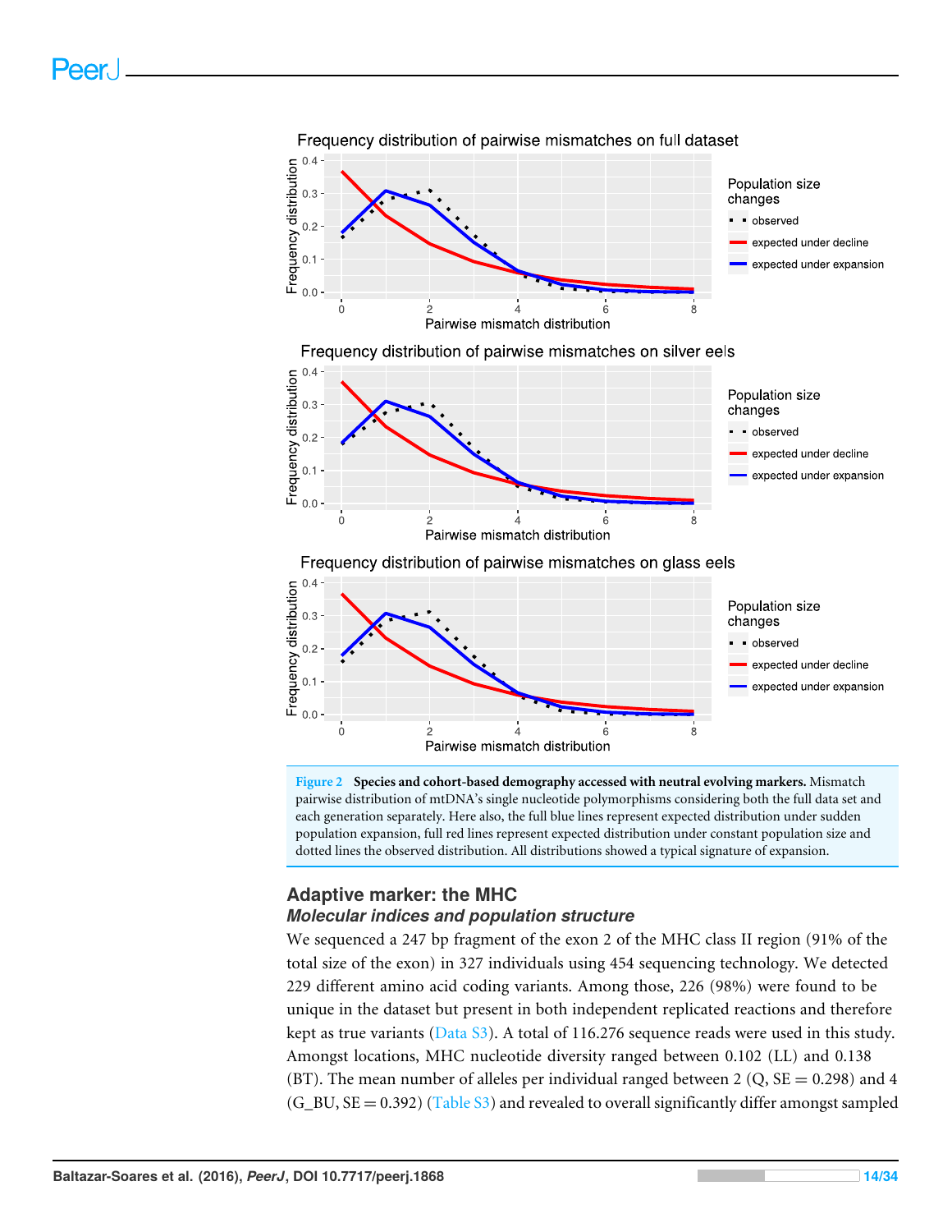Figure 2 **Species and cohort-based demography accessed with neutral evolving markers.** Mismatch pairwise distribution of mtDNA's single nucleotide polymorphisms considering both the full data set and each generation separately. Here also, the full blue lines represent expected distribution under sudden population expansion, full red lines represent expected distribution under constant population size and dotted lines the observed distribution. All distributions showed a typical signature of expansion.

## Adaptive marker: the MHC

### *Molecular indices and population structure*

We sequenced a 247 bp fragment of the exon 2 of the MHC class II region (91% of the total size of the exon) in 327 individuals using 454 sequencing technology. We detected 229 different amino acid coding variants. Among those, 226 (98%) were found to be unique in the dataset but present in both independent replicated reactions and therefore kept as true variants (Data S3). A total of 116.276 sequence reads were used in this study. Amongst locations, MHC nucleotide diversity ranged between 0.102 (LL) and 0.138 (BT). The mean number of alleles per individual ranged between 2 (Q, SE = 0.298) and 4 (G_BU, SE = 0.392) (Table S3) and revealed to overall significantly differ amongst sampled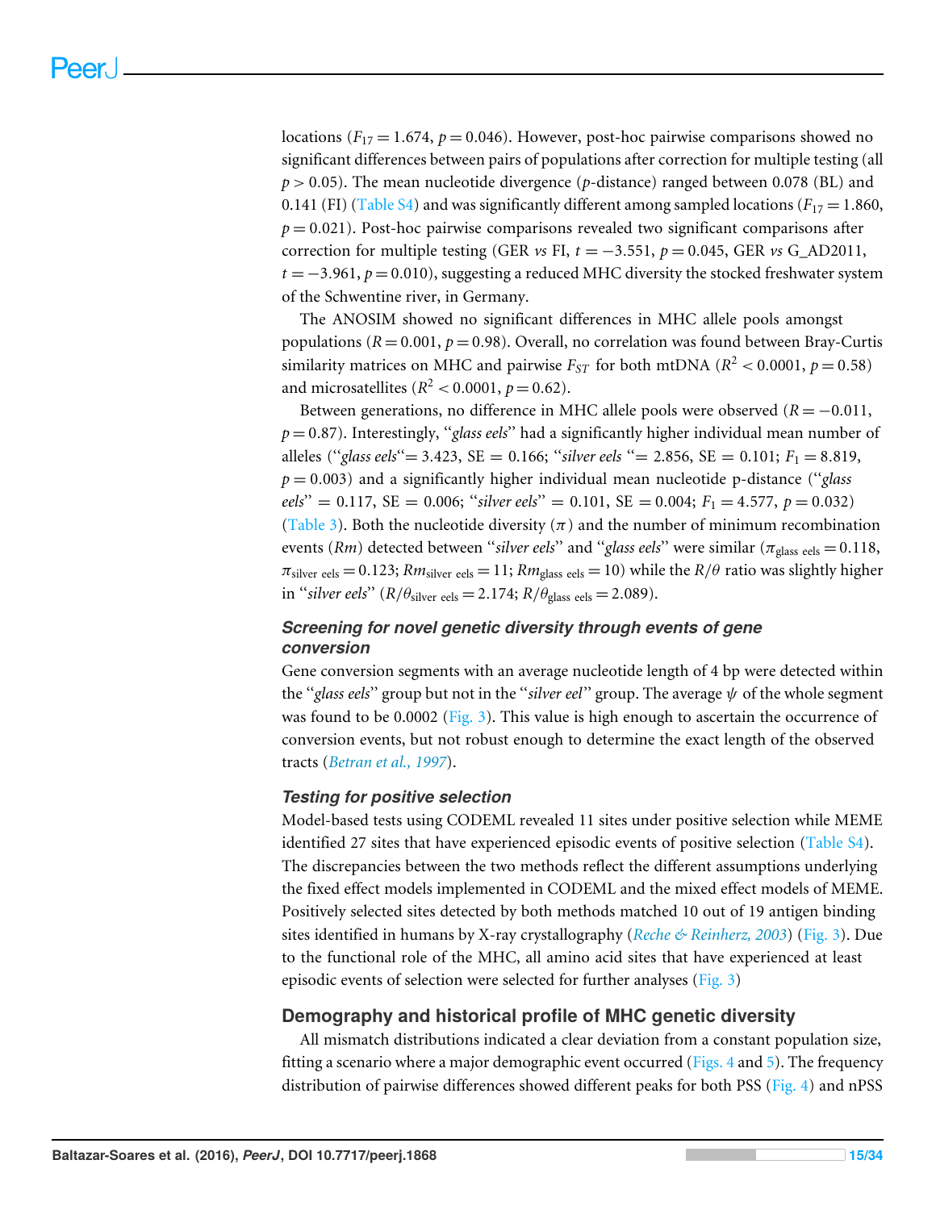locations ($F_{17} = 1.674$, $p = 0.046$). However, post-hoc pairwise comparisons showed no significant differences between pairs of populations after correction for multiple testing (all $p > 0.05$). The mean nucleotide divergence ($p$-distance) ranged between 0.078 (BL) and 0.141 (FI) (Table S4) and was significantly different among sampled locations ($F_{17} = 1.860$, $p = 0.021$). Post-hoc pairwise comparisons revealed two significant comparisons after correction for multiple testing (GER *vs* FI, $t = -3.551$, $p = 0.045$, GER *vs* G_AD2011, $t = -3.961$, $p = 0.010$), suggesting a reduced MHC diversity the stocked freshwater system of the Schwentine river, in Germany.

The ANOSIM showed no significant differences in MHC allele pools amongst populations ($R = 0.001$, $p = 0.98$). Overall, no correlation was found between Bray-Curtis similarity matrices on MHC and pairwise $F_{ST}$ for both mtDNA ($R^2 < 0.0001$, $p = 0.58$) and microsatellites ($R^2 < 0.0001$, $p = 0.62$).

Between generations, no difference in MHC allele pools were observed ($R = -0.011$, $p = 0.87$). Interestingly, "*glass eels*" had a significantly higher individual mean number of alleles ("*glass eels*" = 3.423, SE = 0.166; "*silver eels* " = 2.856, SE = 0.101; $F_1 = 8.819$, $p = 0.003$) and a significantly higher individual mean nucleotide p-distance ("*glass eels*" = 0.117, SE = 0.006; "*silver eels*" = 0.101, SE = 0.004; $F_1 = 4.577$, $p = 0.032$) (Table 3). Both the nucleotide diversity ($\pi$) and the number of minimum recombination events ($Rm$) detected between "*silver eels*" and "*glass eels*" were similar ($\pi_{\text{glass eels}} = 0.118$, $\pi_{\text{silver eels}} = 0.123$; $Rm_{\text{silver eels}} = 11$; $Rm_{\text{glass eels}} = 10$) while the $R/\theta$ ratio was slightly higher in "*silver eels*" ($R/\theta_{\text{silver eels}} = 2.174$; $R/\theta_{\text{glass eels}} = 2.089$).

### *Screening for novel genetic diversity through events of gene conversion*

Gene conversion segments with an average nucleotide length of 4 bp were detected within the "*glass eels*" group but not in the "*silver eel*" group. The average $\psi$ of the whole segment was found to be 0.0002 (Fig. 3). This value is high enough to ascertain the occurrence of conversion events, but not robust enough to determine the exact length of the observed tracts (*Betran et al., 1997*).

### *Testing for positive selection*

Model-based tests using CODEML revealed 11 sites under positive selection while MEME identified 27 sites that have experienced episodic events of positive selection (Table S4). The discrepancies between the two methods reflect the different assumptions underlying the fixed effect models implemented in CODEML and the mixed effect models of MEME. Positively selected sites detected by both methods matched 10 out of 19 antigen binding sites identified in humans by X-ray crystallography (*Reche & Reinherz, 2003*) (Fig. 3). Due to the functional role of the MHC, all amino acid sites that have experienced at least episodic events of selection were selected for further analyses (Fig. 3)

## Demography and historical profile of MHC genetic diversity

All mismatch distributions indicated a clear deviation from a constant population size, fitting a scenario where a major demographic event occurred (Figs. 4 and 5). The frequency distribution of pairwise differences showed different peaks for both PSS (Fig. 4) and nPSS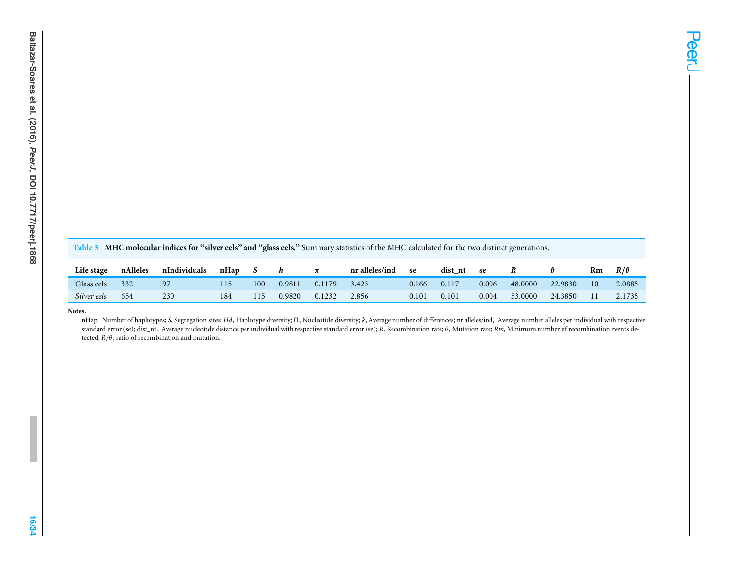**Table 3 MHC molecular indices for "silver eels" and "glass eels."** Summary statistics of the MHC calculated for the two distinct generations.

| Life stage | nAlleles | nIndividuals | nHap | *S* | *h* | *π* | nr alleles/ind | se | dist_nt | se | *R* | *θ* | Rm | *R*/*θ* |
|---|---|---|---|---|---|---|---|---|---|---|---|---|---|---|
| Glass eels | 332 | 97 | 115 | 100 | 0.9811 | 0.1179 | 3.423 | 0.166 | 0.117 | 0.006 | 48.0000 | 22.9830 | 10 | 2.0885 |
| *Silver eels* | 654 | 230 | 184 | 115 | 0.9820 | 0.1232 | 2.856 | 0.101 | 0.101 | 0.004 | 53.0000 | 24.3850 | 11 | 2.1735 |

**Notes.**

nHap, Number of haplotypes; *S*, Segregation sites; *Hd*, Haplotype diversity; Π, Nucleotide diversity; *k*, Average number of differences; nr alleles/ind, Average number alleles per individual with respective standard error (se); dist_nt, Average nucleotide distance per individual with respective standard error (se); *R*, Recombination rate; *θ*, Mutation rate; *Rm*, Minimum number of recombination events detected; *R*/*θ*, ratio of recombination and mutation.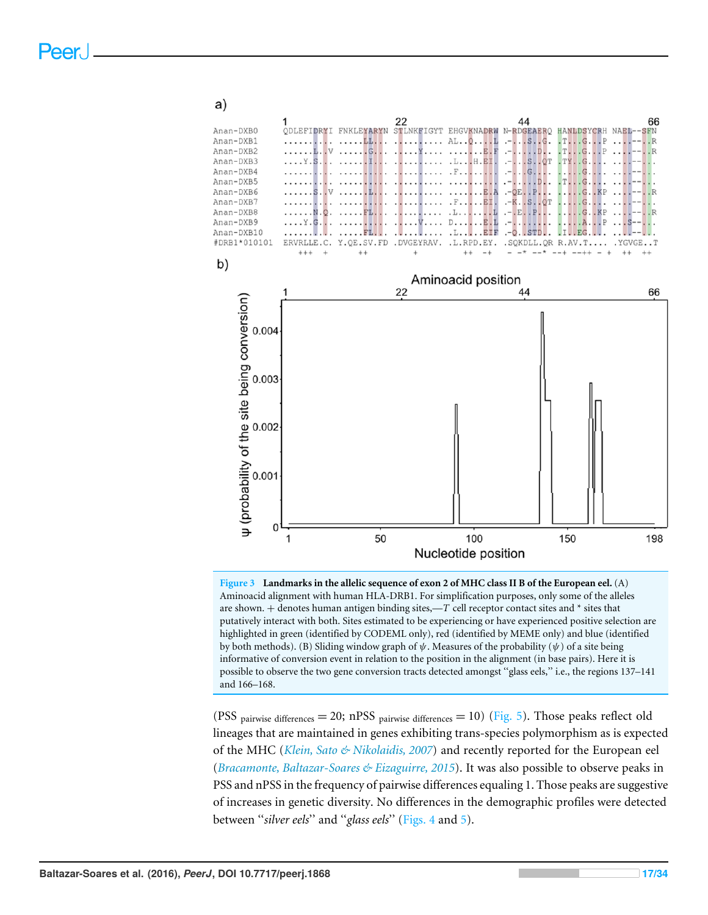**Figure 3 Landmarks in the allelic sequence of exon 2 of MHC class II B of the European eel.** (A) Aminoacid alignment with human HLA-DRB1. For simplification purposes, only some of the alleles are shown. + denotes human antigen binding sites,—*T* cell receptor contact sites and * sites that putatively interact with both. Sites estimated to be experiencing or have experienced positive selection are highlighted in green (identified by CODEML only), red (identified by MEME only) and blue (identified by both methods). (B) Sliding window graph of $\psi$. Measures of the probability ($\psi$) of a site being informative of conversion event in relation to the position in the alignment (in base pairs). Here it is possible to observe the two gene conversion tracts detected amongst "glass eels," i.e., the regions 137–141 and 166–168.

(PSS $_{\text{pairwise differences}} = 20$; nPSS $_{\text{pairwise differences}} = 10$) (Fig. 5). Those peaks reflect old lineages that are maintained in genes exhibiting trans-species polymorphism as is expected of the MHC (*Klein, Sato & Nikolaidis, 2007*) and recently reported for the European eel (*Bracamonte, Baltazar-Soares & Eizaguirre, 2015*). It was also possible to observe peaks in PSS and nPSS in the frequency of pairwise differences equaling 1. Those peaks are suggestive of increases in genetic diversity. No differences in the demographic profiles were detected between "*silver eels*" and "*glass eels*" (Figs. 4 and 5).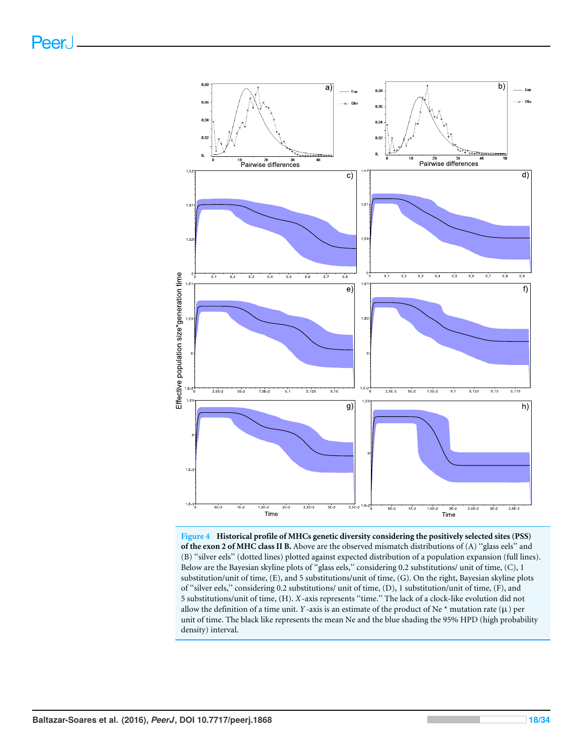**Figure 4 Historical profile of MHCs genetic diversity considering the positively selected sites (PSS) of the exon 2 of MHC class II B.** Above are the observed mismatch distributions of (A) "glass eels" and (B) "silver eels" (dotted lines) plotted against expected distribution of a population expansion (full lines). Below are the Bayesian skyline plots of "glass eels," considering 0.2 substitutions/ unit of time, (C), 1 substitution/unit of time, (E), and 5 substitutions/unit of time, (G). On the right, Bayesian skyline plots of "silver eels," considering 0.2 substitutions/ unit of time, (D), 1 substitution/unit of time, (F), and 5 substitutions/unit of time, (H). *X*-axis represents "time." The lack of a clock-like evolution did not allow the definition of a time unit. *Y*-axis is an estimate of the product of Ne * mutation rate ($\mu$) per unit of time. The black like represents the mean Ne and the blue shading the 95% HPD (high probability density) interval.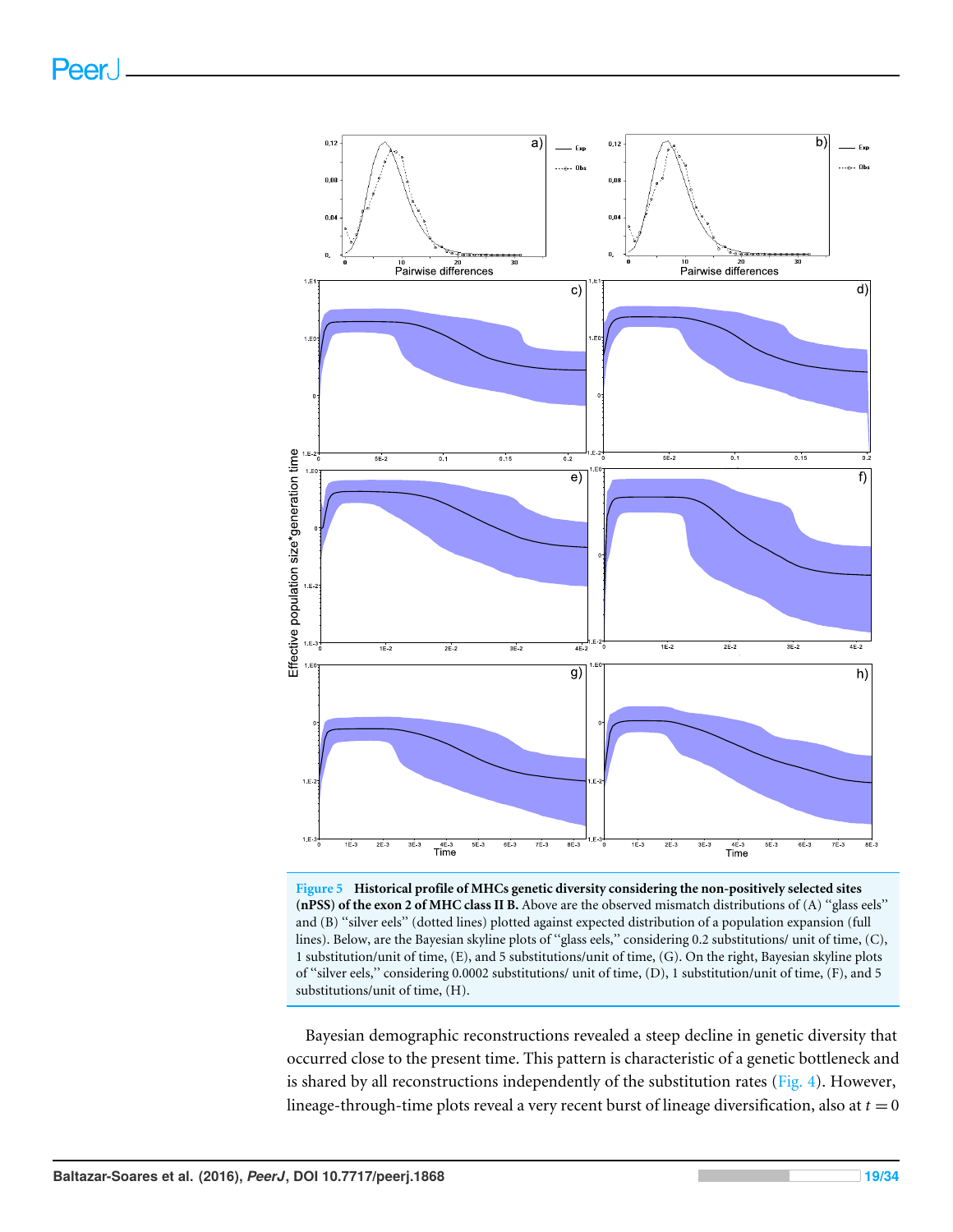**Figure 5 Historical profile of MHCs genetic diversity considering the non-positively selected sites (nPSS) of the exon 2 of MHC class II B.** Above are the observed mismatch distributions of (A) "glass eels" and (B) "silver eels" (dotted lines) plotted against expected distribution of a population expansion (full lines). Below, are the Bayesian skyline plots of "glass eels," considering 0.2 substitutions/ unit of time, (C), 1 substitution/unit of time, (E), and 5 substitutions/unit of time, (G). On the right, Bayesian skyline plots of "silver eels," considering 0.0002 substitutions/ unit of time, (D), 1 substitution/unit of time, (F), and 5 substitutions/unit of time, (H).

Bayesian demographic reconstructions revealed a steep decline in genetic diversity that occurred close to the present time. This pattern is characteristic of a genetic bottleneck and is shared by all reconstructions independently of the substitution rates (Fig. 4). However, lineage-through-time plots reveal a very recent burst of lineage diversification, also at $t = 0$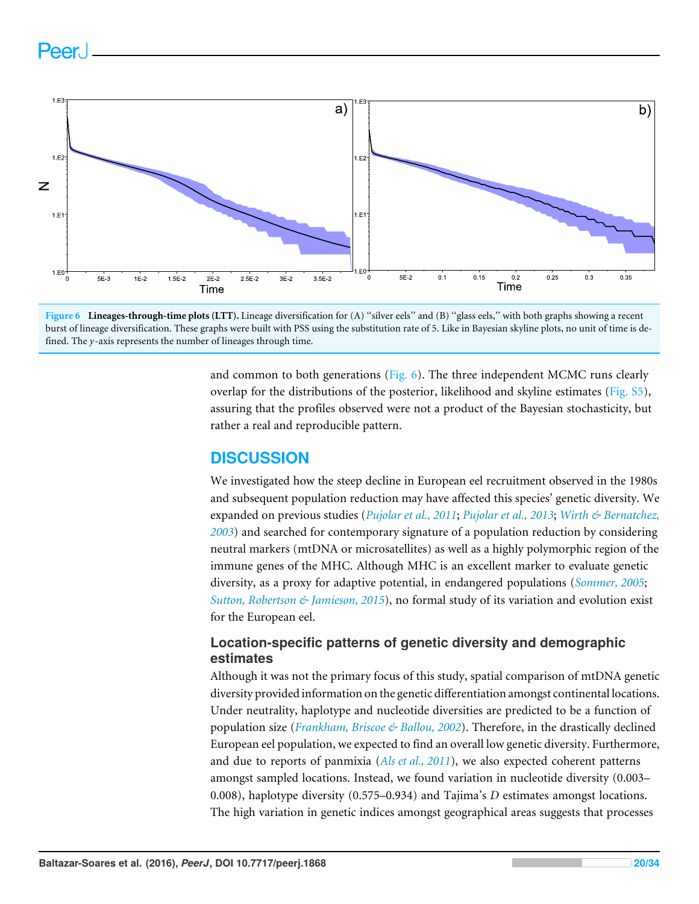**Figure 6 Lineages-through-time plots (LTT).** Lineage diversification for (A) "silver eels" and (B) "glass eels," with both graphs showing a recent burst of lineage diversification. These graphs were built with PSS using the substitution rate of 5. Like in Bayesian skyline plots, no unit of time is defined. The *y*-axis represents the number of lineages through time.

and common to both generations (Fig. 6). The three independent MCMC runs clearly overlap for the distributions of the posterior, likelihood and skyline estimates (Fig. S5), assuring that the profiles observed were not a product of the Bayesian stochasticity, but rather a real and reproducible pattern.

## DISCUSSION

We investigated how the steep decline in European eel recruitment observed in the 1980s and subsequent population reduction may have affected this species' genetic diversity. We expanded on previous studies (*Pujolar et al., 2011*; *Pujolar et al., 2013*; *Wirth & Bernatchez, 2003*) and searched for contemporary signature of a population reduction by considering neutral markers (mtDNA or microsatellites) as well as a highly polymorphic region of the immune genes of the MHC. Although MHC is an excellent marker to evaluate genetic diversity, as a proxy for adaptive potential, in endangered populations (*Sommer, 2005*; *Sutton, Robertson & Jamieson, 2015*), no formal study of its variation and evolution exist for the European eel.

### Location-specific patterns of genetic diversity and demographic estimates

Although it was not the primary focus of this study, spatial comparison of mtDNA genetic diversity provided information on the genetic differentiation amongst continental locations. Under neutrality, haplotype and nucleotide diversities are predicted to be a function of population size (*Frankham, Briscoe & Ballou, 2002*). Therefore, in the drastically declined European eel population, we expected to find an overall low genetic diversity. Furthermore, and due to reports of panmixia (*Als et al., 2011*), we also expected coherent patterns amongst sampled locations. Instead, we found variation in nucleotide diversity (0.003–0.008), haplotype diversity (0.575–0.934) and Tajima's *D* estimates amongst locations. The high variation in genetic indices amongst geographical areas suggests that processes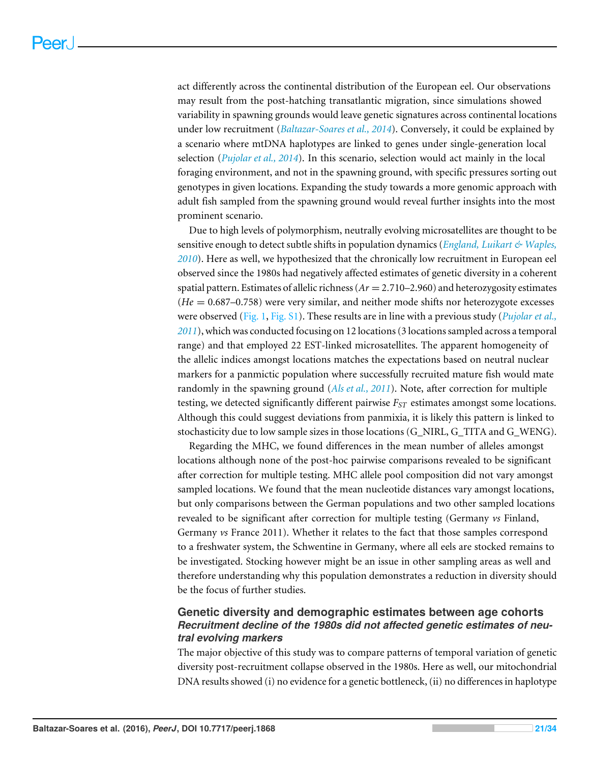act differently across the continental distribution of the European eel. Our observations may result from the post-hatching transatlantic migration, since simulations showed variability in spawning grounds would leave genetic signatures across continental locations under low recruitment (*Baltazar-Soares et al., 2014*). Conversely, it could be explained by a scenario where mtDNA haplotypes are linked to genes under single-generation local selection (*Pujolar et al., 2014*). In this scenario, selection would act mainly in the local foraging environment, and not in the spawning ground, with specific pressures sorting out genotypes in given locations. Expanding the study towards a more genomic approach with adult fish sampled from the spawning ground would reveal further insights into the most prominent scenario.

Due to high levels of polymorphism, neutrally evolving microsatellites are thought to be sensitive enough to detect subtle shifts in population dynamics (*England, Luikart & Waples, 2010*). Here as well, we hypothesized that the chronically low recruitment in European eel observed since the 1980s had negatively affected estimates of genetic diversity in a coherent spatial pattern. Estimates of allelic richness ($Ar = 2.710$–$2.960$) and heterozygosity estimates ($He = 0.687$–$0.758$) were very similar, and neither mode shifts nor heterozygote excesses were observed (Fig. 1, Fig. S1). These results are in line with a previous study (*Pujolar et al., 2011*), which was conducted focusing on 12 locations (3 locations sampled across a temporal range) and that employed 22 EST-linked microsatellites. The apparent homogeneity of the allelic indices amongst locations matches the expectations based on neutral nuclear markers for a panmictic population where successfully recruited mature fish would mate randomly in the spawning ground (*Als et al., 2011*). Note, after correction for multiple testing, we detected significantly different pairwise $F_{ST}$ estimates amongst some locations. Although this could suggest deviations from panmixia, it is likely this pattern is linked to stochasticity due to low sample sizes in those locations (G_NIRL, G_TITA and G_WENG).

Regarding the MHC, we found differences in the mean number of alleles amongst locations although none of the post-hoc pairwise comparisons revealed to be significant after correction for multiple testing. MHC allele pool composition did not vary amongst sampled locations. We found that the mean nucleotide distances vary amongst locations, but only comparisons between the German populations and two other sampled locations revealed to be significant after correction for multiple testing (Germany *vs* Finland, Germany *vs* France 2011). Whether it relates to the fact that those samples correspond to a freshwater system, the Schwentine in Germany, where all eels are stocked remains to be investigated. Stocking however might be an issue in other sampling areas as well and therefore understanding why this population demonstrates a reduction in diversity should be the focus of further studies.

## Genetic diversity and demographic estimates between age cohorts

### *Recruitment decline of the 1980s did not affected genetic estimates of neutral evolving markers*

The major objective of this study was to compare patterns of temporal variation of genetic diversity post-recruitment collapse observed in the 1980s. Here as well, our mitochondrial DNA results showed (i) no evidence for a genetic bottleneck, (ii) no differences in haplotype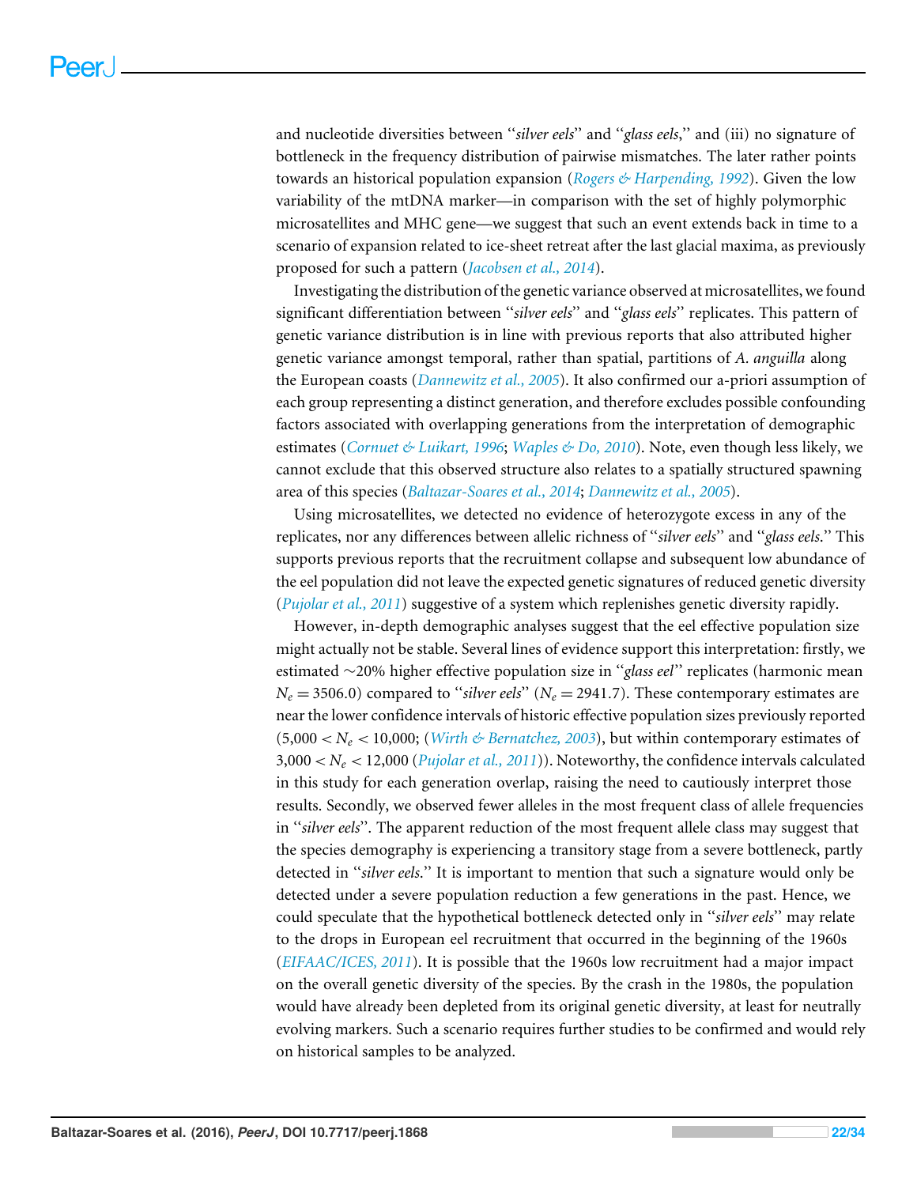and nucleotide diversities between "*silver eels*" and "*glass eels*," and (iii) no signature of bottleneck in the frequency distribution of pairwise mismatches. The later rather points towards an historical population expansion (*Rogers & Harpending, 1992*). Given the low variability of the mtDNA marker—in comparison with the set of highly polymorphic microsatellites and MHC gene—we suggest that such an event extends back in time to a scenario of expansion related to ice-sheet retreat after the last glacial maxima, as previously proposed for such a pattern (*Jacobsen et al., 2014*).

Investigating the distribution of the genetic variance observed at microsatellites, we found significant differentiation between "*silver eels*" and "*glass eels*" replicates. This pattern of genetic variance distribution is in line with previous reports that also attributed higher genetic variance amongst temporal, rather than spatial, partitions of *A. anguilla* along the European coasts (*Dannewitz et al., 2005*). It also confirmed our a-priori assumption of each group representing a distinct generation, and therefore excludes possible confounding factors associated with overlapping generations from the interpretation of demographic estimates (*Cornuet & Luikart, 1996*; *Waples & Do, 2010*). Note, even though less likely, we cannot exclude that this observed structure also relates to a spatially structured spawning area of this species (*Baltazar-Soares et al., 2014*; *Dannewitz et al., 2005*).

Using microsatellites, we detected no evidence of heterozygote excess in any of the replicates, nor any differences between allelic richness of "*silver eels*" and "*glass eels*." This supports previous reports that the recruitment collapse and subsequent low abundance of the eel population did not leave the expected genetic signatures of reduced genetic diversity (*Pujolar et al., 2011*) suggestive of a system which replenishes genetic diversity rapidly.

However, in-depth demographic analyses suggest that the eel effective population size might actually not be stable. Several lines of evidence support this interpretation: firstly, we estimated ∼20% higher effective population size in "*glass eel*" replicates (harmonic mean $N_e = 3506.0$) compared to "*silver eels*" ($N_e = 2941.7$). These contemporary estimates are near the lower confidence intervals of historic effective population sizes previously reported ($5{,}000 < N_e < 10{,}000$; (*Wirth & Bernatchez, 2003*), but within contemporary estimates of $3{,}000 < N_e < 12{,}000$ (*Pujolar et al., 2011*)). Noteworthy, the confidence intervals calculated in this study for each generation overlap, raising the need to cautiously interpret those results. Secondly, we observed fewer alleles in the most frequent class of allele frequencies in "*silver eels*". The apparent reduction of the most frequent allele class may suggest that the species demography is experiencing a transitory stage from a severe bottleneck, partly detected in "*silver eels*." It is important to mention that such a signature would only be detected under a severe population reduction a few generations in the past. Hence, we could speculate that the hypothetical bottleneck detected only in "*silver eels*" may relate to the drops in European eel recruitment that occurred in the beginning of the 1960s (*EIFAAC/ICES, 2011*). It is possible that the 1960s low recruitment had a major impact on the overall genetic diversity of the species. By the crash in the 1980s, the population would have already been depleted from its original genetic diversity, at least for neutrally evolving markers. Such a scenario requires further studies to be confirmed and would rely on historical samples to be analyzed.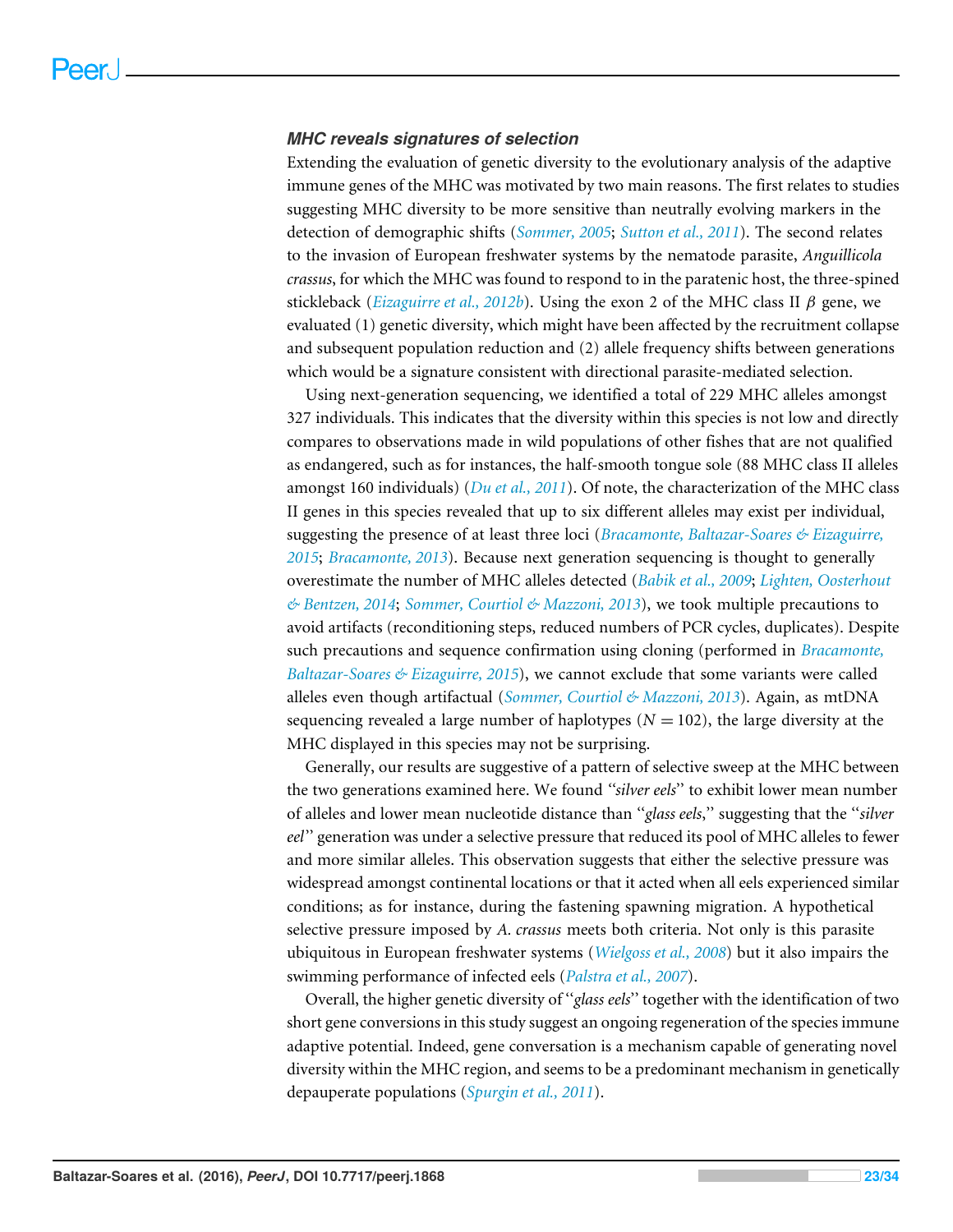### *MHC reveals signatures of selection*

Extending the evaluation of genetic diversity to the evolutionary analysis of the adaptive immune genes of the MHC was motivated by two main reasons. The first relates to studies suggesting MHC diversity to be more sensitive than neutrally evolving markers in the detection of demographic shifts (*Sommer, 2005*; *Sutton et al., 2011*). The second relates to the invasion of European freshwater systems by the nematode parasite, *Anguillicola crassus*, for which the MHC was found to respond to in the paratenic host, the three-spined stickleback (*Eizaguirre et al., 2012b*). Using the exon 2 of the MHC class II $\beta$ gene, we evaluated (1) genetic diversity, which might have been affected by the recruitment collapse and subsequent population reduction and (2) allele frequency shifts between generations which would be a signature consistent with directional parasite-mediated selection.

Using next-generation sequencing, we identified a total of 229 MHC alleles amongst 327 individuals. This indicates that the diversity within this species is not low and directly compares to observations made in wild populations of other fishes that are not qualified as endangered, such as for instances, the half-smooth tongue sole (88 MHC class II alleles amongst 160 individuals) (*Du et al., 2011*). Of note, the characterization of the MHC class II genes in this species revealed that up to six different alleles may exist per individual, suggesting the presence of at least three loci (*Bracamonte, Baltazar-Soares & Eizaguirre, 2015*; *Bracamonte, 2013*). Because next generation sequencing is thought to generally overestimate the number of MHC alleles detected (*Babik et al., 2009*; *Lighten, Oosterhout & Bentzen, 2014*; *Sommer, Courtiol & Mazzoni, 2013*), we took multiple precautions to avoid artifacts (reconditioning steps, reduced numbers of PCR cycles, duplicates). Despite such precautions and sequence confirmation using cloning (performed in *Bracamonte, Baltazar-Soares & Eizaguirre, 2015*), we cannot exclude that some variants were called alleles even though artifactual (*Sommer, Courtiol & Mazzoni, 2013*). Again, as mtDNA sequencing revealed a large number of haplotypes ($N = 102$), the large diversity at the MHC displayed in this species may not be surprising.

Generally, our results are suggestive of a pattern of selective sweep at the MHC between the two generations examined here. We found "*silver eels*" to exhibit lower mean number of alleles and lower mean nucleotide distance than "*glass eels*," suggesting that the "*silver eel*" generation was under a selective pressure that reduced its pool of MHC alleles to fewer and more similar alleles. This observation suggests that either the selective pressure was widespread amongst continental locations or that it acted when all eels experienced similar conditions; as for instance, during the fastening spawning migration. A hypothetical selective pressure imposed by *A. crassus* meets both criteria. Not only is this parasite ubiquitous in European freshwater systems (*Wielgoss et al., 2008*) but it also impairs the swimming performance of infected eels (*Palstra et al., 2007*).

Overall, the higher genetic diversity of "*glass eels*" together with the identification of two short gene conversions in this study suggest an ongoing regeneration of the species immune adaptive potential. Indeed, gene conversation is a mechanism capable of generating novel diversity within the MHC region, and seems to be a predominant mechanism in genetically depauperate populations (*Spurgin et al., 2011*).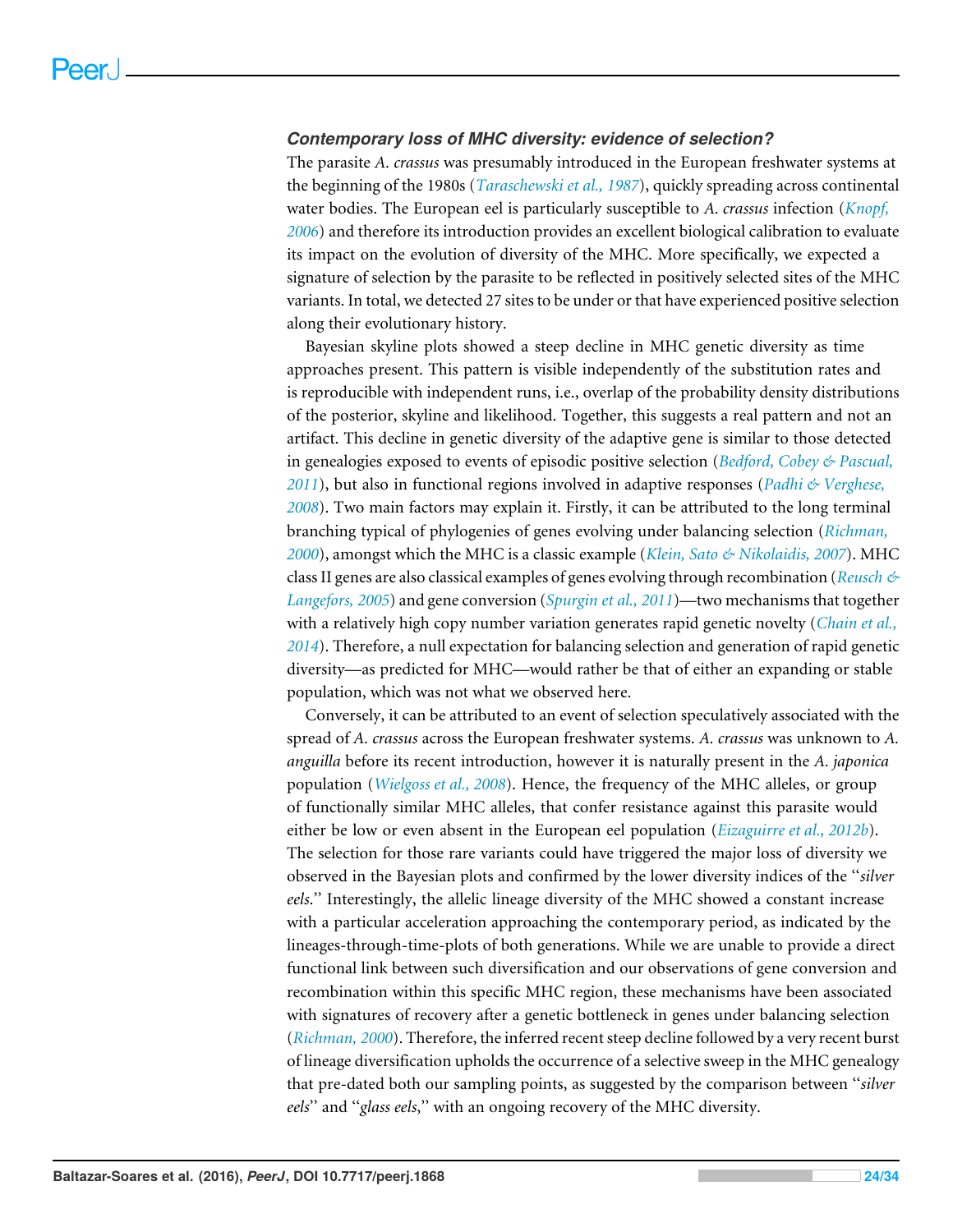### *Contemporary loss of MHC diversity: evidence of selection?*

The parasite *A. crassus* was presumably introduced in the European freshwater systems at the beginning of the 1980s (*Taraschewski et al., 1987*), quickly spreading across continental water bodies. The European eel is particularly susceptible to *A. crassus* infection (*Knopf, 2006*) and therefore its introduction provides an excellent biological calibration to evaluate its impact on the evolution of diversity of the MHC. More specifically, we expected a signature of selection by the parasite to be reflected in positively selected sites of the MHC variants. In total, we detected 27 sites to be under or that have experienced positive selection along their evolutionary history.

Bayesian skyline plots showed a steep decline in MHC genetic diversity as time approaches present. This pattern is visible independently of the substitution rates and is reproducible with independent runs, i.e., overlap of the probability density distributions of the posterior, skyline and likelihood. Together, this suggests a real pattern and not an artifact. This decline in genetic diversity of the adaptive gene is similar to those detected in genealogies exposed to events of episodic positive selection (*Bedford, Cobey & Pascual, 2011*), but also in functional regions involved in adaptive responses (*Padhi & Verghese, 2008*). Two main factors may explain it. Firstly, it can be attributed to the long terminal branching typical of phylogenies of genes evolving under balancing selection (*Richman, 2000*), amongst which the MHC is a classic example (*Klein, Sato & Nikolaidis, 2007*). MHC class II genes are also classical examples of genes evolving through recombination (*Reusch & Langefors, 2005*) and gene conversion (*Spurgin et al., 2011*)—two mechanisms that together with a relatively high copy number variation generates rapid genetic novelty (*Chain et al., 2014*). Therefore, a null expectation for balancing selection and generation of rapid genetic diversity—as predicted for MHC—would rather be that of either an expanding or stable population, which was not what we observed here.

Conversely, it can be attributed to an event of selection speculatively associated with the spread of *A. crassus* across the European freshwater systems. *A. crassus* was unknown to *A. anguilla* before its recent introduction, however it is naturally present in the *A. japonica* population (*Wielgoss et al., 2008*). Hence, the frequency of the MHC alleles, or group of functionally similar MHC alleles, that confer resistance against this parasite would either be low or even absent in the European eel population (*Eizaguirre et al., 2012b*). The selection for those rare variants could have triggered the major loss of diversity we observed in the Bayesian plots and confirmed by the lower diversity indices of the "*silver eels*." Interestingly, the allelic lineage diversity of the MHC showed a constant increase with a particular acceleration approaching the contemporary period, as indicated by the lineages-through-time-plots of both generations. While we are unable to provide a direct functional link between such diversification and our observations of gene conversion and recombination within this specific MHC region, these mechanisms have been associated with signatures of recovery after a genetic bottleneck in genes under balancing selection (*Richman, 2000*). Therefore, the inferred recent steep decline followed by a very recent burst of lineage diversification upholds the occurrence of a selective sweep in the MHC genealogy that pre-dated both our sampling points, as suggested by the comparison between "*silver eels*" and "*glass eels*," with an ongoing recovery of the MHC diversity.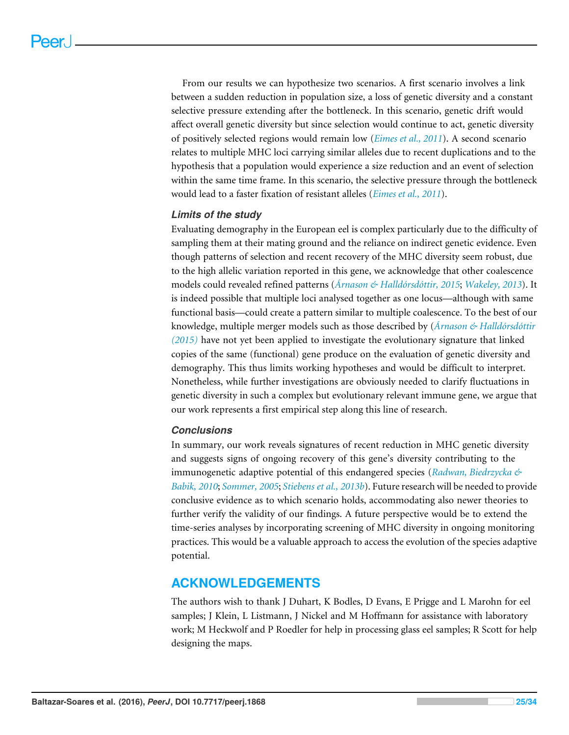From our results we can hypothesize two scenarios. A first scenario involves a link between a sudden reduction in population size, a loss of genetic diversity and a constant selective pressure extending after the bottleneck. In this scenario, genetic drift would affect overall genetic diversity but since selection would continue to act, genetic diversity of positively selected regions would remain low (*Eimes et al., 2011*). A second scenario relates to multiple MHC loci carrying similar alleles due to recent duplications and to the hypothesis that a population would experience a size reduction and an event of selection within the same time frame. In this scenario, the selective pressure through the bottleneck would lead to a faster fixation of resistant alleles (*Eimes et al., 2011*).

### Limits of the study

Evaluating demography in the European eel is complex particularly due to the difficulty of sampling them at their mating ground and the reliance on indirect genetic evidence. Even though patterns of selection and recent recovery of the MHC diversity seem robust, due to the high allelic variation reported in this gene, we acknowledge that other coalescence models could revealed refined patterns (*Árnason & Halldórsdóttir, 2015*; *Wakeley, 2013*). It is indeed possible that multiple loci analysed together as one locus—although with same functional basis—could create a pattern similar to multiple coalescence. To the best of our knowledge, multiple merger models such as those described by (*Árnason & Halldórsdóttir (2015)* have not yet been applied to investigate the evolutionary signature that linked copies of the same (functional) gene produce on the evaluation of genetic diversity and demography. This thus limits working hypotheses and would be difficult to interpret. Nonetheless, while further investigations are obviously needed to clarify fluctuations in genetic diversity in such a complex but evolutionary relevant immune gene, we argue that our work represents a first empirical step along this line of research.

### Conclusions

In summary, our work reveals signatures of recent reduction in MHC genetic diversity and suggests signs of ongoing recovery of this gene's diversity contributing to the immunogenetic adaptive potential of this endangered species (*Radwan, Biedrzycka & Babik, 2010*; *Sommer, 2005*; *Stiebens et al., 2013b*). Future research will be needed to provide conclusive evidence as to which scenario holds, accommodating also newer theories to further verify the validity of our findings. A future perspective would be to extend the time-series analyses by incorporating screening of MHC diversity in ongoing monitoring practices. This would be a valuable approach to access the evolution of the species adaptive potential.

## ACKNOWLEDGEMENTS

The authors wish to thank J Duhart, K Bodles, D Evans, E Prigge and L Marohn for eel samples; J Klein, L Listmann, J Nickel and M Hoffmann for assistance with laboratory work; M Heckwolf and P Roedler for help in processing glass eel samples; R Scott for help designing the maps.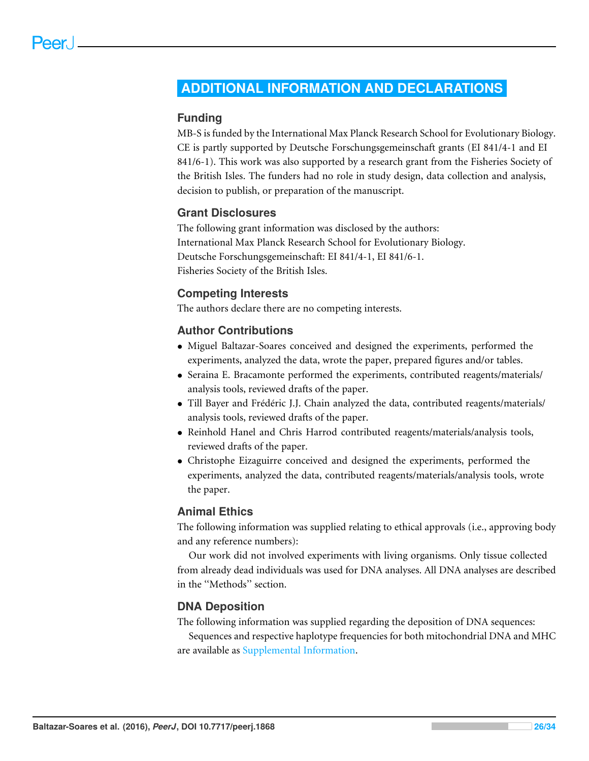# ADDITIONAL INFORMATION AND DECLARATIONS

## Funding

MB-S is funded by the International Max Planck Research School for Evolutionary Biology. CE is partly supported by Deutsche Forschungsgemeinschaft grants (EI 841/4-1 and EI 841/6-1). This work was also supported by a research grant from the Fisheries Society of the British Isles. The funders had no role in study design, data collection and analysis, decision to publish, or preparation of the manuscript.

## Grant Disclosures

The following grant information was disclosed by the authors:
International Max Planck Research School for Evolutionary Biology.
Deutsche Forschungsgemeinschaft: EI 841/4-1, EI 841/6-1.
Fisheries Society of the British Isles.

## Competing Interests

The authors declare there are no competing interests.

## Author Contributions

- Miguel Baltazar-Soares conceived and designed the experiments, performed the experiments, analyzed the data, wrote the paper, prepared figures and/or tables.
- Seraina E. Bracamonte performed the experiments, contributed reagents/materials/analysis tools, reviewed drafts of the paper.
- Till Bayer and Frédéric J.J. Chain analyzed the data, contributed reagents/materials/analysis tools, reviewed drafts of the paper.
- Reinhold Hanel and Chris Harrod contributed reagents/materials/analysis tools, reviewed drafts of the paper.
- Christophe Eizaguirre conceived and designed the experiments, performed the experiments, analyzed the data, contributed reagents/materials/analysis tools, wrote the paper.

## Animal Ethics

The following information was supplied relating to ethical approvals (i.e., approving body and any reference numbers):

Our work did not involved experiments with living organisms. Only tissue collected from already dead individuals was used for DNA analyses. All DNA analyses are described in the "Methods" section.

## DNA Deposition

The following information was supplied regarding the deposition of DNA sequences:

Sequences and respective haplotype frequencies for both mitochondrial DNA and MHC are available as Supplemental Information.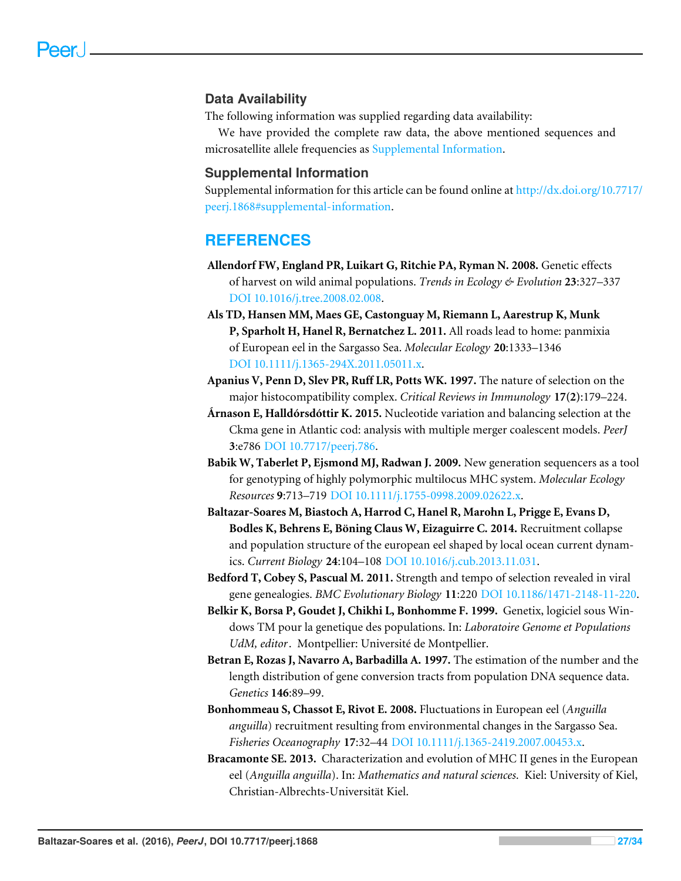## Data Availability

The following information was supplied regarding data availability:

We have provided the complete raw data, the above mentioned sequences and microsatellite allele frequencies as Supplemental Information.

## Supplemental Information

Supplemental information for this article can be found online at http://dx.doi.org/10.7717/peerj.1868#supplemental-information.

# REFERENCES

**Allendorf FW, England PR, Luikart G, Ritchie PA, Ryman N. 2008.** Genetic effects of harvest on wild animal populations. *Trends in Ecology & Evolution* **23**:327–337 DOI 10.1016/j.tree.2008.02.008.

**Als TD, Hansen MM, Maes GE, Castonguay M, Riemann L, Aarestrup K, Munk P, Sparholt H, Hanel R, Bernatchez L. 2011.** All roads lead to home: panmixia of European eel in the Sargasso Sea. *Molecular Ecology* **20**:1333–1346 DOI 10.1111/j.1365-294X.2011.05011.x.

**Apanius V, Penn D, Slev PR, Ruff LR, Potts WK. 1997.** The nature of selection on the major histocompatibility complex. *Critical Reviews in Immunology* **17(2)**:179–224.

**Árnason E, Halldórsdóttir K. 2015.** Nucleotide variation and balancing selection at the Ckma gene in Atlantic cod: analysis with multiple merger coalescent models. *PeerJ* **3**:e786 DOI 10.7717/peerj.786.

**Babik W, Taberlet P, Ejsmond MJ, Radwan J. 2009.** New generation sequencers as a tool for genotyping of highly polymorphic multilocus MHC system. *Molecular Ecology Resources* **9**:713–719 DOI 10.1111/j.1755-0998.2009.02622.x.

**Baltazar-Soares M, Biastoch A, Harrod C, Hanel R, Marohn L, Prigge E, Evans D, Bodles K, Behrens E, Böning Claus W, Eizaguirre C. 2014.** Recruitment collapse and population structure of the european eel shaped by local ocean current dynamics. *Current Biology* **24**:104–108 DOI 10.1016/j.cub.2013.11.031.

**Bedford T, Cobey S, Pascual M. 2011.** Strength and tempo of selection revealed in viral gene genealogies. *BMC Evolutionary Biology* **11**:220 DOI 10.1186/1471-2148-11-220.

**Belkir K, Borsa P, Goudet J, Chikhi L, Bonhomme F. 1999.** Genetix, logiciel sous Windows TM pour la genetique des populations. In: *Laboratoire Genome et Populations UdM, editor*. Montpellier: Université de Montpellier.

**Betran E, Rozas J, Navarro A, Barbadilla A. 1997.** The estimation of the number and the length distribution of gene conversion tracts from population DNA sequence data. *Genetics* **146**:89–99.

**Bonhommeau S, Chassot E, Rivot E. 2008.** Fluctuations in European eel (*Anguilla anguilla*) recruitment resulting from environmental changes in the Sargasso Sea. *Fisheries Oceanography* **17**:32–44 DOI 10.1111/j.1365-2419.2007.00453.x.

**Bracamonte SE. 2013.** Characterization and evolution of MHC II genes in the European eel (*Anguilla anguilla*). In: *Mathematics and natural sciences*. Kiel: University of Kiel, Christian-Albrechts-Universität Kiel.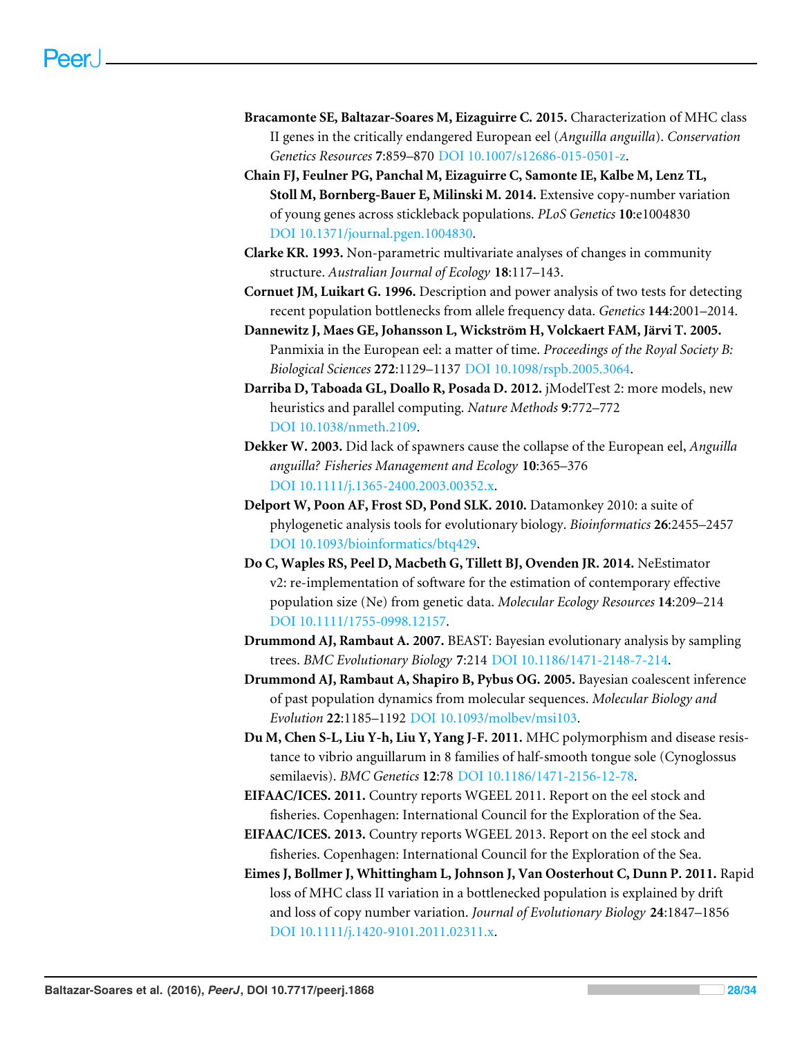**Bracamonte SE, Baltazar-Soares M, Eizaguirre C. 2015.** Characterization of MHC class II genes in the critically endangered European eel (*Anguilla anguilla*). *Conservation Genetics Resources* **7**:859–870 DOI 10.1007/s12686-015-0501-z.

**Chain FJ, Feulner PG, Panchal M, Eizaguirre C, Samonte IE, Kalbe M, Lenz TL, Stoll M, Bornberg-Bauer E, Milinski M. 2014.** Extensive copy-number variation of young genes across stickleback populations. *PLoS Genetics* **10**:e1004830 DOI 10.1371/journal.pgen.1004830.

**Clarke KR. 1993.** Non-parametric multivariate analyses of changes in community structure. *Australian Journal of Ecology* **18**:117–143.

**Cornuet JM, Luikart G. 1996.** Description and power analysis of two tests for detecting recent population bottlenecks from allele frequency data. *Genetics* **144**:2001–2014.

**Dannewitz J, Maes GE, Johansson L, Wickström H, Volckaert FAM, Järvi T. 2005.** Panmixia in the European eel: a matter of time. *Proceedings of the Royal Society B: Biological Sciences* **272**:1129–1137 DOI 10.1098/rspb.2005.3064.

**Darriba D, Taboada GL, Doallo R, Posada D. 2012.** jModelTest 2: more models, new heuristics and parallel computing. *Nature Methods* **9**:772–772 DOI 10.1038/nmeth.2109.

**Dekker W. 2003.** Did lack of spawners cause the collapse of the European eel, *Anguilla anguilla? Fisheries Management and Ecology* **10**:365–376 DOI 10.1111/j.1365-2400.2003.00352.x.

**Delport W, Poon AF, Frost SD, Pond SLK. 2010.** Datamonkey 2010: a suite of phylogenetic analysis tools for evolutionary biology. *Bioinformatics* **26**:2455–2457 DOI 10.1093/bioinformatics/btq429.

**Do C, Waples RS, Peel D, Macbeth G, Tillett BJ, Ovenden JR. 2014.** NeEstimator v2: re-implementation of software for the estimation of contemporary effective population size (Ne) from genetic data. *Molecular Ecology Resources* **14**:209–214 DOI 10.1111/1755-0998.12157.

**Drummond AJ, Rambaut A. 2007.** BEAST: Bayesian evolutionary analysis by sampling trees. *BMC Evolutionary Biology* **7**:214 DOI 10.1186/1471-2148-7-214.

**Drummond AJ, Rambaut A, Shapiro B, Pybus OG. 2005.** Bayesian coalescent inference of past population dynamics from molecular sequences. *Molecular Biology and Evolution* **22**:1185–1192 DOI 10.1093/molbev/msi103.

**Du M, Chen S-L, Liu Y-h, Liu Y, Yang J-F. 2011.** MHC polymorphism and disease resistance to vibrio anguillarum in 8 families of half-smooth tongue sole (Cynoglossus semilaevis). *BMC Genetics* **12**:78 DOI 10.1186/1471-2156-12-78.

**EIFAAC/ICES. 2011.** Country reports WGEEL 2011. Report on the eel stock and fisheries. Copenhagen: International Council for the Exploration of the Sea.

**EIFAAC/ICES. 2013.** Country reports WGEEL 2013. Report on the eel stock and fisheries. Copenhagen: International Council for the Exploration of the Sea.

**Eimes J, Bollmer J, Whittingham L, Johnson J, Van Oosterhout C, Dunn P. 2011.** Rapid loss of MHC class II variation in a bottlenecked population is explained by drift and loss of copy number variation. *Journal of Evolutionary Biology* **24**:1847–1856 DOI 10.1111/j.1420-9101.2011.02311.x.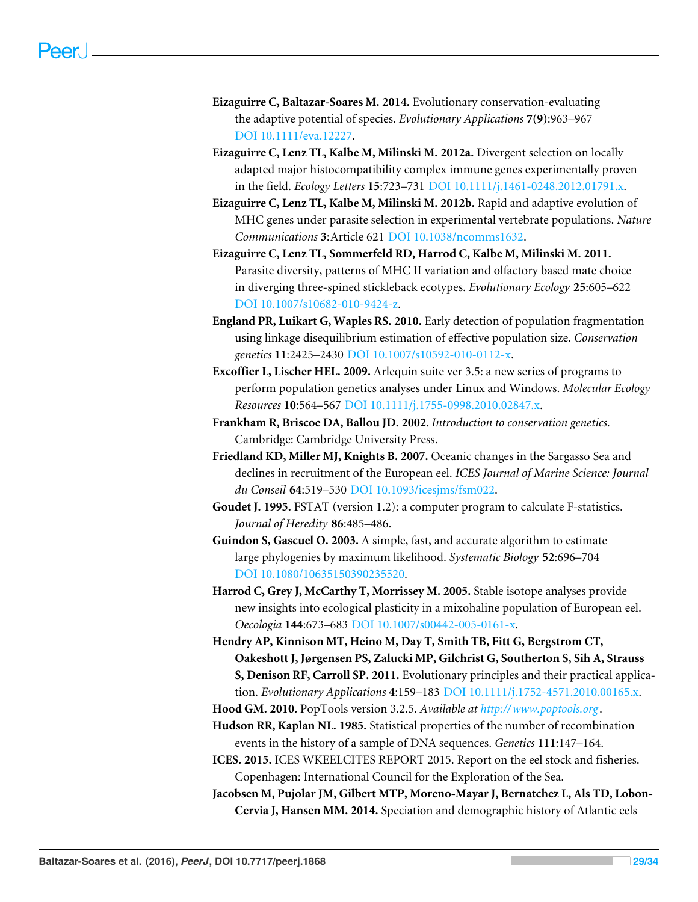**Eizaguirre C, Baltazar-Soares M. 2014.** Evolutionary conservation-evaluating the adaptive potential of species. *Evolutionary Applications* **7(9)**:963–967 DOI 10.1111/eva.12227.

**Eizaguirre C, Lenz TL, Kalbe M, Milinski M. 2012a.** Divergent selection on locally adapted major histocompatibility complex immune genes experimentally proven in the field. *Ecology Letters* **15**:723–731 DOI 10.1111/j.1461-0248.2012.01791.x.

**Eizaguirre C, Lenz TL, Kalbe M, Milinski M. 2012b.** Rapid and adaptive evolution of MHC genes under parasite selection in experimental vertebrate populations. *Nature Communications* **3**:Article 621 DOI 10.1038/ncomms1632.

**Eizaguirre C, Lenz TL, Sommerfeld RD, Harrod C, Kalbe M, Milinski M. 2011.** Parasite diversity, patterns of MHC II variation and olfactory based mate choice in diverging three-spined stickleback ecotypes. *Evolutionary Ecology* **25**:605–622 DOI 10.1007/s10682-010-9424-z.

**England PR, Luikart G, Waples RS. 2010.** Early detection of population fragmentation using linkage disequilibrium estimation of effective population size. *Conservation genetics* **11**:2425–2430 DOI 10.1007/s10592-010-0112-x.

**Excoffier L, Lischer HEL. 2009.** Arlequin suite ver 3.5: a new series of programs to perform population genetics analyses under Linux and Windows. *Molecular Ecology Resources* **10**:564–567 DOI 10.1111/j.1755-0998.2010.02847.x.

**Frankham R, Briscoe DA, Ballou JD. 2002.** *Introduction to conservation genetics*. Cambridge: Cambridge University Press.

**Friedland KD, Miller MJ, Knights B. 2007.** Oceanic changes in the Sargasso Sea and declines in recruitment of the European eel. *ICES Journal of Marine Science: Journal du Conseil* **64**:519–530 DOI 10.1093/icesjms/fsm022.

**Goudet J. 1995.** FSTAT (version 1.2): a computer program to calculate F-statistics. *Journal of Heredity* **86**:485–486.

**Guindon S, Gascuel O. 2003.** A simple, fast, and accurate algorithm to estimate large phylogenies by maximum likelihood. *Systematic Biology* **52**:696–704 DOI 10.1080/10635150390235520.

**Harrod C, Grey J, McCarthy T, Morrissey M. 2005.** Stable isotope analyses provide new insights into ecological plasticity in a mixohaline population of European eel. *Oecologia* **144**:673–683 DOI 10.1007/s00442-005-0161-x.

**Hendry AP, Kinnison MT, Heino M, Day T, Smith TB, Fitt G, Bergstrom CT, Oakeshott J, Jørgensen PS, Zalucki MP, Gilchrist G, Southerton S, Sih A, Strauss S, Denison RF, Carroll SP. 2011.** Evolutionary principles and their practical application. *Evolutionary Applications* **4**:159–183 DOI 10.1111/j.1752-4571.2010.00165.x.

**Hood GM. 2010.** PopTools version 3.2.5. *Available at http://www.poptools.org*.

**Hudson RR, Kaplan NL. 1985.** Statistical properties of the number of recombination events in the history of a sample of DNA sequences. *Genetics* **111**:147–164.

**ICES. 2015.** ICES WKEELCITES REPORT 2015. Report on the eel stock and fisheries. Copenhagen: International Council for the Exploration of the Sea.

**Jacobsen M, Pujolar JM, Gilbert MTP, Moreno-Mayar J, Bernatchez L, Als TD, Lobon-Cervia J, Hansen MM. 2014.** Speciation and demographic history of Atlantic eels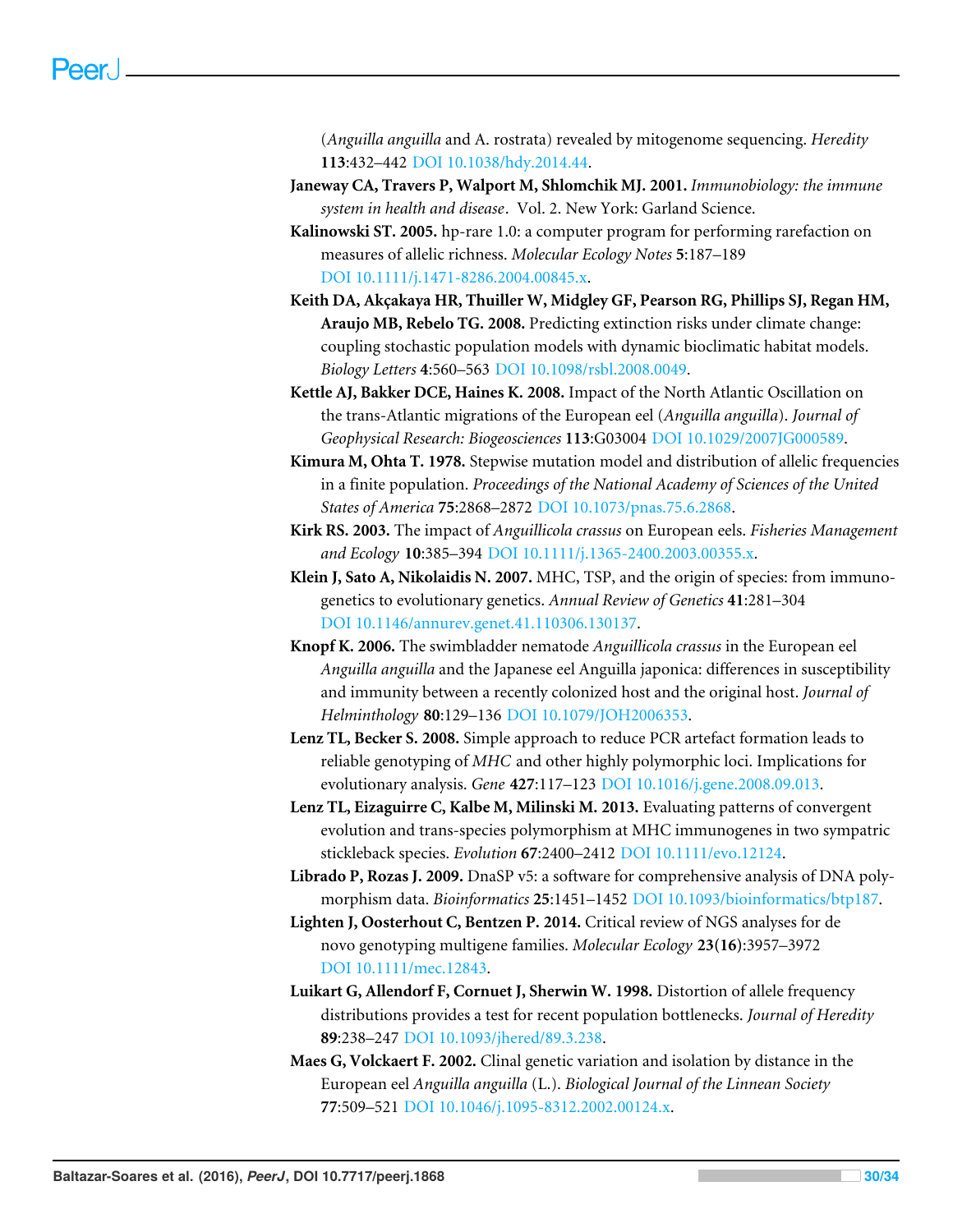(*Anguilla anguilla* and A. rostrata) revealed by mitogenome sequencing. *Heredity* **113**:432–442 DOI 10.1038/hdy.2014.44.

**Janeway CA, Travers P, Walport M, Shlomchik MJ. 2001.** *Immunobiology: the immune system in health and disease*. Vol. 2. New York: Garland Science.

**Kalinowski ST. 2005.** hp-rare 1.0: a computer program for performing rarefaction on measures of allelic richness. *Molecular Ecology Notes* **5**:187–189 DOI 10.1111/j.1471-8286.2004.00845.x.

**Keith DA, Akçakaya HR, Thuiller W, Midgley GF, Pearson RG, Phillips SJ, Regan HM, Araujo MB, Rebelo TG. 2008.** Predicting extinction risks under climate change: coupling stochastic population models with dynamic bioclimatic habitat models. *Biology Letters* **4**:560–563 DOI 10.1098/rsbl.2008.0049.

**Kettle AJ, Bakker DCE, Haines K. 2008.** Impact of the North Atlantic Oscillation on the trans-Atlantic migrations of the European eel (*Anguilla anguilla*). *Journal of Geophysical Research: Biogeosciences* **113**:G03004 DOI 10.1029/2007JG000589.

**Kimura M, Ohta T. 1978.** Stepwise mutation model and distribution of allelic frequencies in a finite population. *Proceedings of the National Academy of Sciences of the United States of America* **75**:2868–2872 DOI 10.1073/pnas.75.6.2868.

**Kirk RS. 2003.** The impact of *Anguillicola crassus* on European eels. *Fisheries Management and Ecology* **10**:385–394 DOI 10.1111/j.1365-2400.2003.00355.x.

**Klein J, Sato A, Nikolaidis N. 2007.** MHC, TSP, and the origin of species: from immunogenetics to evolutionary genetics. *Annual Review of Genetics* **41**:281–304 DOI 10.1146/annurev.genet.41.110306.130137.

**Knopf K. 2006.** The swimbladder nematode *Anguillicola crassus* in the European eel *Anguilla anguilla* and the Japanese eel Anguilla japonica: differences in susceptibility and immunity between a recently colonized host and the original host. *Journal of Helminthology* **80**:129–136 DOI 10.1079/JOH2006353.

**Lenz TL, Becker S. 2008.** Simple approach to reduce PCR artefact formation leads to reliable genotyping of *MHC* and other highly polymorphic loci. Implications for evolutionary analysis. *Gene* **427**:117–123 DOI 10.1016/j.gene.2008.09.013.

**Lenz TL, Eizaguirre C, Kalbe M, Milinski M. 2013.** Evaluating patterns of convergent evolution and trans-species polymorphism at MHC immunogenes in two sympatric stickleback species. *Evolution* **67**:2400–2412 DOI 10.1111/evo.12124.

**Librado P, Rozas J. 2009.** DnaSP v5: a software for comprehensive analysis of DNA polymorphism data. *Bioinformatics* **25**:1451–1452 DOI 10.1093/bioinformatics/btp187.

**Lighten J, Oosterhout C, Bentzen P. 2014.** Critical review of NGS analyses for de novo genotyping multigene families. *Molecular Ecology* **23(16)**:3957–3972 DOI 10.1111/mec.12843.

**Luikart G, Allendorf F, Cornuet J, Sherwin W. 1998.** Distortion of allele frequency distributions provides a test for recent population bottlenecks. *Journal of Heredity* **89**:238–247 DOI 10.1093/jhered/89.3.238.

**Maes G, Volckaert F. 2002.** Clinal genetic variation and isolation by distance in the European eel *Anguilla anguilla* (L.). *Biological Journal of the Linnean Society* **77**:509–521 DOI 10.1046/j.1095-8312.2002.00124.x.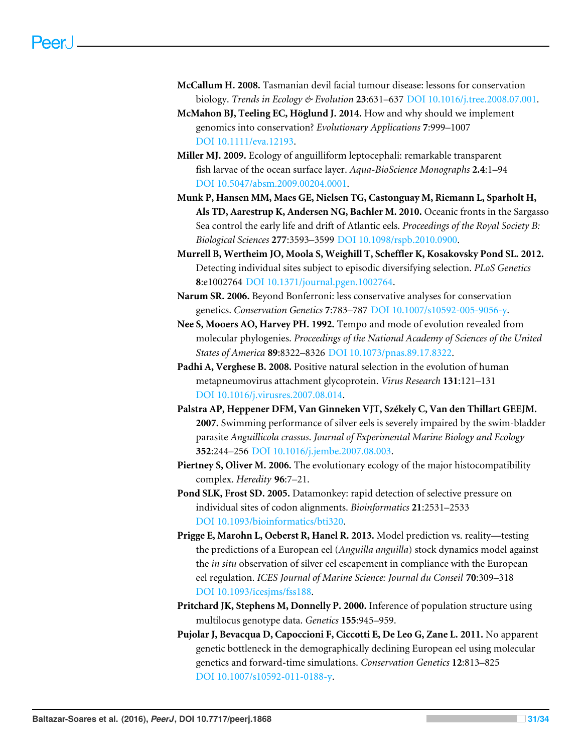**McCallum H. 2008.** Tasmanian devil facial tumour disease: lessons for conservation biology. *Trends in Ecology & Evolution* **23**:631–637 DOI 10.1016/j.tree.2008.07.001.

**McMahon BJ, Teeling EC, Höglund J. 2014.** How and why should we implement genomics into conservation? *Evolutionary Applications* **7**:999–1007 DOI 10.1111/eva.12193.

**Miller MJ. 2009.** Ecology of anguilliform leptocephali: remarkable transparent fish larvae of the ocean surface layer. *Aqua-BioScience Monographs* **2.4**:1–94 DOI 10.5047/absm.2009.00204.0001.

**Munk P, Hansen MM, Maes GE, Nielsen TG, Castonguay M, Riemann L, Sparholt H, Als TD, Aarestrup K, Andersen NG, Bachler M. 2010.** Oceanic fronts in the Sargasso Sea control the early life and drift of Atlantic eels. *Proceedings of the Royal Society B: Biological Sciences* **277**:3593–3599 DOI 10.1098/rspb.2010.0900.

**Murrell B, Wertheim JO, Moola S, Weighill T, Scheffler K, Kosakovsky Pond SL. 2012.** Detecting individual sites subject to episodic diversifying selection. *PLoS Genetics* **8**:e1002764 DOI 10.1371/journal.pgen.1002764.

**Narum SR. 2006.** Beyond Bonferroni: less conservative analyses for conservation genetics. *Conservation Genetics* **7**:783–787 DOI 10.1007/s10592-005-9056-y.

**Nee S, Mooers AO, Harvey PH. 1992.** Tempo and mode of evolution revealed from molecular phylogenies. *Proceedings of the National Academy of Sciences of the United States of America* **89**:8322–8326 DOI 10.1073/pnas.89.17.8322.

**Padhi A, Verghese B. 2008.** Positive natural selection in the evolution of human metapneumovirus attachment glycoprotein. *Virus Research* **131**:121–131 DOI 10.1016/j.virusres.2007.08.014.

**Palstra AP, Heppener DFM, Van Ginneken VJT, Székely C, Van den Thillart GEEJM. 2007.** Swimming performance of silver eels is severely impaired by the swim-bladder parasite *Anguillicola crassus*. *Journal of Experimental Marine Biology and Ecology* **352**:244–256 DOI 10.1016/j.jembe.2007.08.003.

**Piertney S, Oliver M. 2006.** The evolutionary ecology of the major histocompatibility complex. *Heredity* **96**:7–21.

**Pond SLK, Frost SD. 2005.** Datamonkey: rapid detection of selective pressure on individual sites of codon alignments. *Bioinformatics* **21**:2531–2533 DOI 10.1093/bioinformatics/bti320.

**Prigge E, Marohn L, Oeberst R, Hanel R. 2013.** Model prediction vs. reality—testing the predictions of a European eel (*Anguilla anguilla*) stock dynamics model against the *in situ* observation of silver eel escapement in compliance with the European eel regulation. *ICES Journal of Marine Science: Journal du Conseil* **70**:309–318 DOI 10.1093/icesjms/fss188.

**Pritchard JK, Stephens M, Donnelly P. 2000.** Inference of population structure using multilocus genotype data. *Genetics* **155**:945–959.

**Pujolar J, Bevacqua D, Capoccioni F, Ciccotti E, De Leo G, Zane L. 2011.** No apparent genetic bottleneck in the demographically declining European eel using molecular genetics and forward-time simulations. *Conservation Genetics* **12**:813–825 DOI 10.1007/s10592-011-0188-y.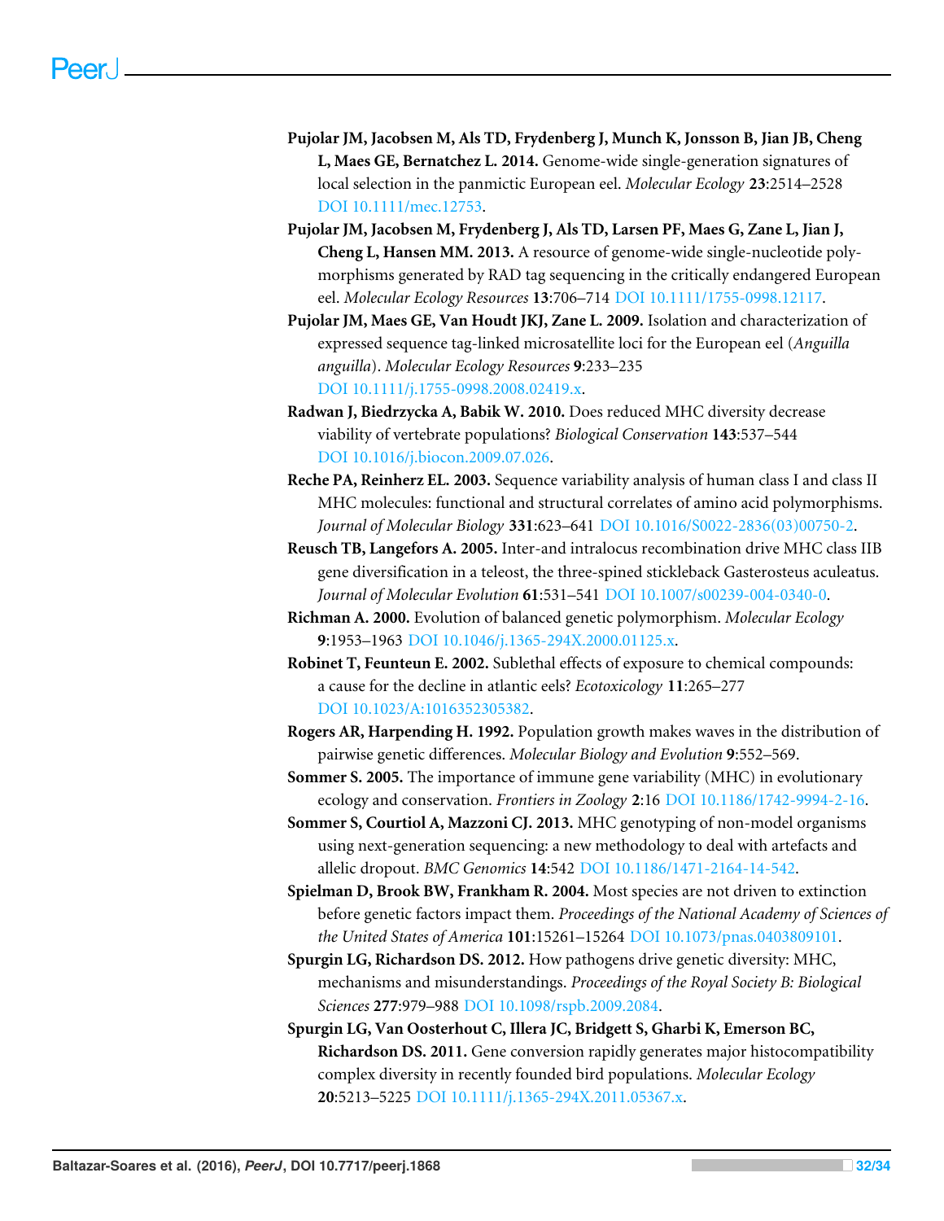**Pujolar JM, Jacobsen M, Als TD, Frydenberg J, Munch K, Jonsson B, Jian JB, Cheng L, Maes GE, Bernatchez L. 2014.** Genome-wide single-generation signatures of local selection in the panmictic European eel. *Molecular Ecology* **23**:2514–2528 DOI 10.1111/mec.12753.

**Pujolar JM, Jacobsen M, Frydenberg J, Als TD, Larsen PF, Maes G, Zane L, Jian J, Cheng L, Hansen MM. 2013.** A resource of genome-wide single-nucleotide polymorphisms generated by RAD tag sequencing in the critically endangered European eel. *Molecular Ecology Resources* **13**:706–714 DOI 10.1111/1755-0998.12117.

**Pujolar JM, Maes GE, Van Houdt JKJ, Zane L. 2009.** Isolation and characterization of expressed sequence tag-linked microsatellite loci for the European eel (*Anguilla anguilla*). *Molecular Ecology Resources* **9**:233–235 DOI 10.1111/j.1755-0998.2008.02419.x.

**Radwan J, Biedrzycka A, Babik W. 2010.** Does reduced MHC diversity decrease viability of vertebrate populations? *Biological Conservation* **143**:537–544 DOI 10.1016/j.biocon.2009.07.026.

**Reche PA, Reinherz EL. 2003.** Sequence variability analysis of human class I and class II MHC molecules: functional and structural correlates of amino acid polymorphisms. *Journal of Molecular Biology* **331**:623–641 DOI 10.1016/S0022-2836(03)00750-2.

**Reusch TB, Langefors A. 2005.** Inter-and intralocus recombination drive MHC class IIB gene diversification in a teleost, the three-spined stickleback Gasterosteus aculeatus. *Journal of Molecular Evolution* **61**:531–541 DOI 10.1007/s00239-004-0340-0.

**Richman A. 2000.** Evolution of balanced genetic polymorphism. *Molecular Ecology* **9**:1953–1963 DOI 10.1046/j.1365-294X.2000.01125.x.

**Robinet T, Feunteun E. 2002.** Sublethal effects of exposure to chemical compounds: a cause for the decline in atlantic eels? *Ecotoxicology* **11**:265–277 DOI 10.1023/A:1016352305382.

**Rogers AR, Harpending H. 1992.** Population growth makes waves in the distribution of pairwise genetic differences. *Molecular Biology and Evolution* **9**:552–569.

**Sommer S. 2005.** The importance of immune gene variability (MHC) in evolutionary ecology and conservation. *Frontiers in Zoology* **2**:16 DOI 10.1186/1742-9994-2-16.

**Sommer S, Courtiol A, Mazzoni CJ. 2013.** MHC genotyping of non-model organisms using next-generation sequencing: a new methodology to deal with artefacts and allelic dropout. *BMC Genomics* **14**:542 DOI 10.1186/1471-2164-14-542.

**Spielman D, Brook BW, Frankham R. 2004.** Most species are not driven to extinction before genetic factors impact them. *Proceedings of the National Academy of Sciences of the United States of America* **101**:15261–15264 DOI 10.1073/pnas.0403809101.

**Spurgin LG, Richardson DS. 2012.** How pathogens drive genetic diversity: MHC, mechanisms and misunderstandings. *Proceedings of the Royal Society B: Biological Sciences* **277**:979–988 DOI 10.1098/rspb.2009.2084.

**Spurgin LG, Van Oosterhout C, Illera JC, Bridgett S, Gharbi K, Emerson BC, Richardson DS. 2011.** Gene conversion rapidly generates major histocompatibility complex diversity in recently founded bird populations. *Molecular Ecology* **20**:5213–5225 DOI 10.1111/j.1365-294X.2011.05367.x.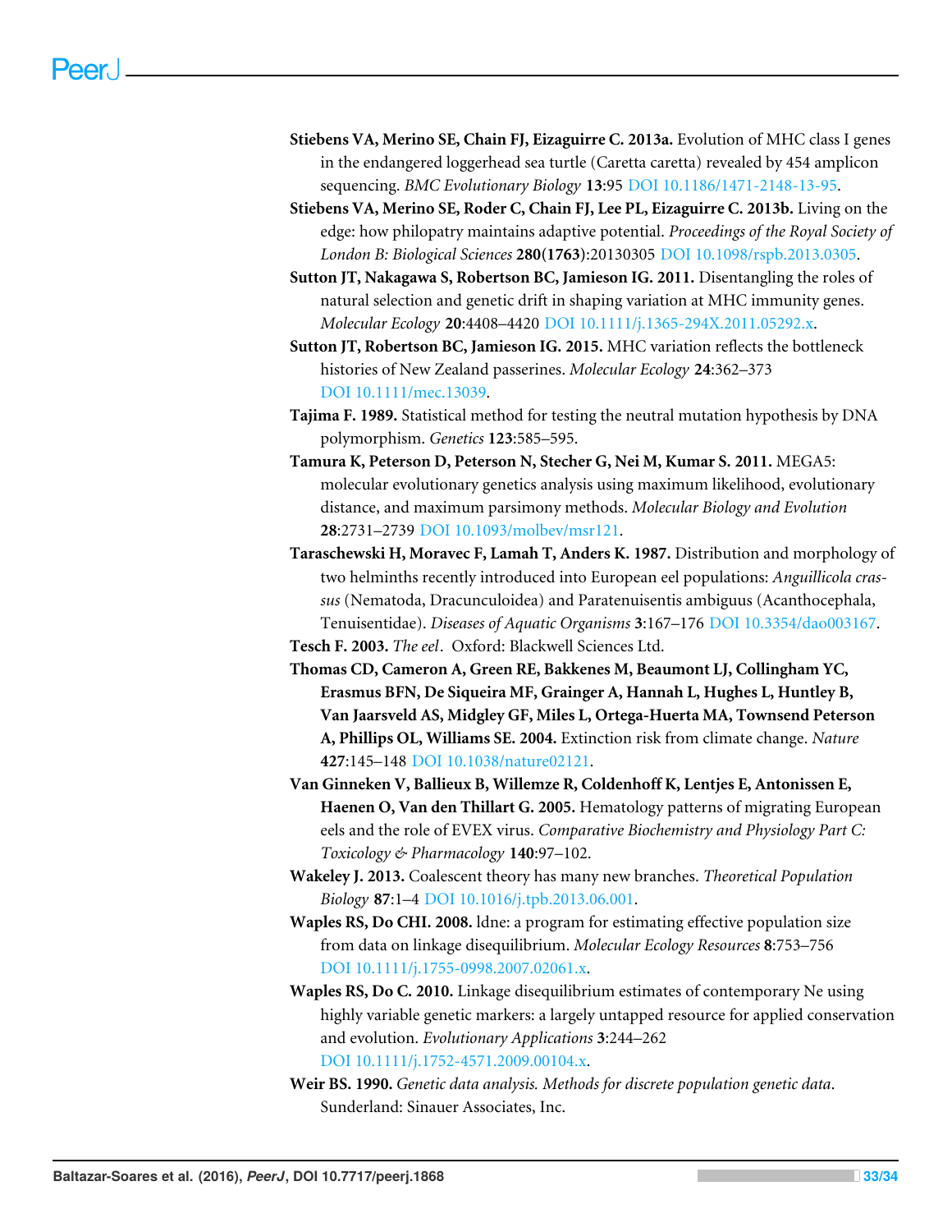**Stiebens VA, Merino SE, Chain FJ, Eizaguirre C. 2013a.** Evolution of MHC class I genes in the endangered loggerhead sea turtle (Caretta caretta) revealed by 454 amplicon sequencing. *BMC Evolutionary Biology* **13**:95 DOI 10.1186/1471-2148-13-95.

**Stiebens VA, Merino SE, Roder C, Chain FJ, Lee PL, Eizaguirre C. 2013b.** Living on the edge: how philopatry maintains adaptive potential. *Proceedings of the Royal Society of London B: Biological Sciences* **280(1763)**:20130305 DOI 10.1098/rspb.2013.0305.

**Sutton JT, Nakagawa S, Robertson BC, Jamieson IG. 2011.** Disentangling the roles of natural selection and genetic drift in shaping variation at MHC immunity genes. *Molecular Ecology* **20**:4408–4420 DOI 10.1111/j.1365-294X.2011.05292.x.

**Sutton JT, Robertson BC, Jamieson IG. 2015.** MHC variation reflects the bottleneck histories of New Zealand passerines. *Molecular Ecology* **24**:362–373 DOI 10.1111/mec.13039.

**Tajima F. 1989.** Statistical method for testing the neutral mutation hypothesis by DNA polymorphism. *Genetics* **123**:585–595.

**Tamura K, Peterson D, Peterson N, Stecher G, Nei M, Kumar S. 2011.** MEGA5: molecular evolutionary genetics analysis using maximum likelihood, evolutionary distance, and maximum parsimony methods. *Molecular Biology and Evolution* **28**:2731–2739 DOI 10.1093/molbev/msr121.

**Taraschewski H, Moravec F, Lamah T, Anders K. 1987.** Distribution and morphology of two helminths recently introduced into European eel populations: *Anguillicola crassus* (Nematoda, Dracunculoidea) and Paratenuisentis ambiguus (Acanthocephala, Tenuisentidae). *Diseases of Aquatic Organisms* **3**:167–176 DOI 10.3354/dao003167.

**Tesch F. 2003.** *The eel*. Oxford: Blackwell Sciences Ltd.

**Thomas CD, Cameron A, Green RE, Bakkenes M, Beaumont LJ, Collingham YC, Erasmus BFN, De Siqueira MF, Grainger A, Hannah L, Hughes L, Huntley B, Van Jaarsveld AS, Midgley GF, Miles L, Ortega-Huerta MA, Townsend Peterson A, Phillips OL, Williams SE. 2004.** Extinction risk from climate change. *Nature* **427**:145–148 DOI 10.1038/nature02121.

**Van Ginneken V, Ballieux B, Willemze R, Coldenhoff K, Lentjes E, Antonissen E, Haenen O, Van den Thillart G. 2005.** Hematology patterns of migrating European eels and the role of EVEX virus. *Comparative Biochemistry and Physiology Part C: Toxicology & Pharmacology* **140**:97–102.

**Wakeley J. 2013.** Coalescent theory has many new branches. *Theoretical Population Biology* **87**:1–4 DOI 10.1016/j.tpb.2013.06.001.

**Waples RS, Do CHI. 2008.** ldne: a program for estimating effective population size from data on linkage disequilibrium. *Molecular Ecology Resources* **8**:753–756 DOI 10.1111/j.1755-0998.2007.02061.x.

**Waples RS, Do C. 2010.** Linkage disequilibrium estimates of contemporary Ne using highly variable genetic markers: a largely untapped resource for applied conservation and evolution. *Evolutionary Applications* **3**:244–262 DOI 10.1111/j.1752-4571.2009.00104.x.

**Weir BS. 1990.** *Genetic data analysis. Methods for discrete population genetic data*. Sunderland: Sinauer Associates, Inc.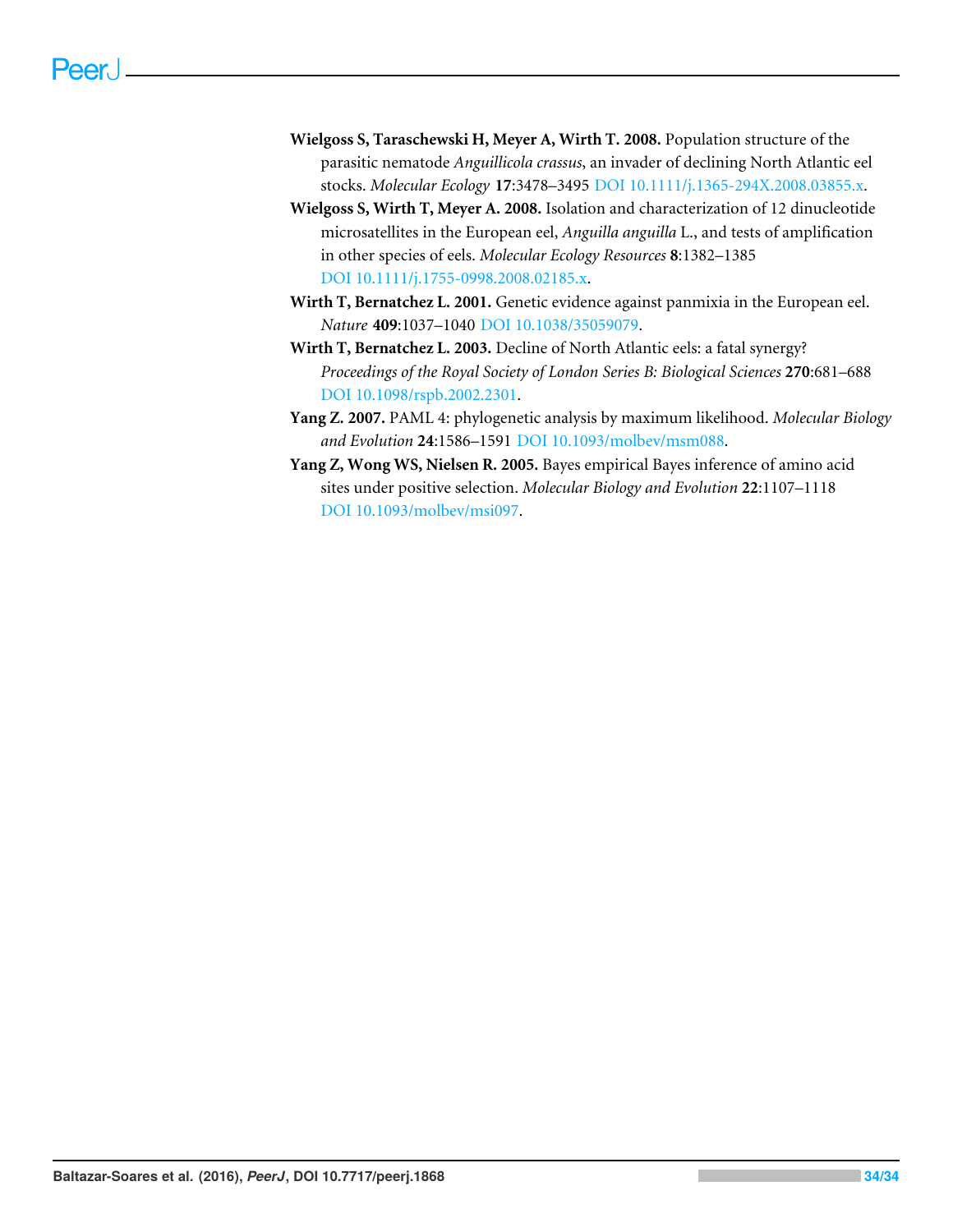**Wielgoss S, Taraschewski H, Meyer A, Wirth T. 2008.** Population structure of the parasitic nematode *Anguillicola crassus*, an invader of declining North Atlantic eel stocks. *Molecular Ecology* **17**:3478–3495 DOI 10.1111/j.1365-294X.2008.03855.x.

**Wielgoss S, Wirth T, Meyer A. 2008.** Isolation and characterization of 12 dinucleotide microsatellites in the European eel, *Anguilla anguilla* L., and tests of amplification in other species of eels. *Molecular Ecology Resources* **8**:1382–1385 DOI 10.1111/j.1755-0998.2008.02185.x.

**Wirth T, Bernatchez L. 2001.** Genetic evidence against panmixia in the European eel. *Nature* **409**:1037–1040 DOI 10.1038/35059079.

**Wirth T, Bernatchez L. 2003.** Decline of North Atlantic eels: a fatal synergy? *Proceedings of the Royal Society of London Series B: Biological Sciences* **270**:681–688 DOI 10.1098/rspb.2002.2301.

**Yang Z. 2007.** PAML 4: phylogenetic analysis by maximum likelihood. *Molecular Biology and Evolution* **24**:1586–1591 DOI 10.1093/molbev/msm088.

**Yang Z, Wong WS, Nielsen R. 2005.** Bayes empirical Bayes inference of amino acid sites under positive selection. *Molecular Biology and Evolution* **22**:1107–1118 DOI 10.1093/molbev/msi097.